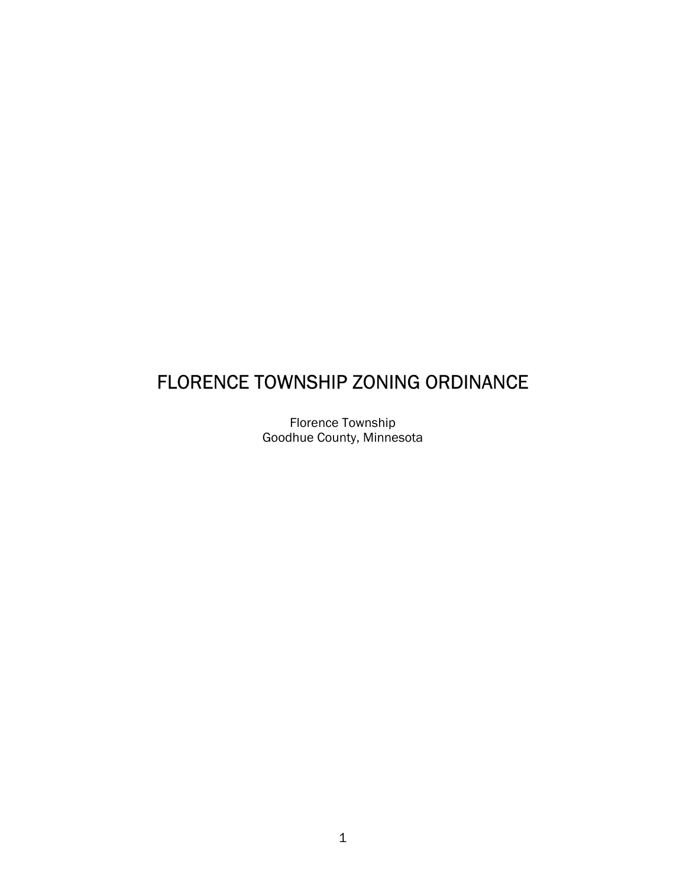# FLORENCE TOWNSHIP ZONING ORDINANCE

Florence Township
Goodhue County, Minnesota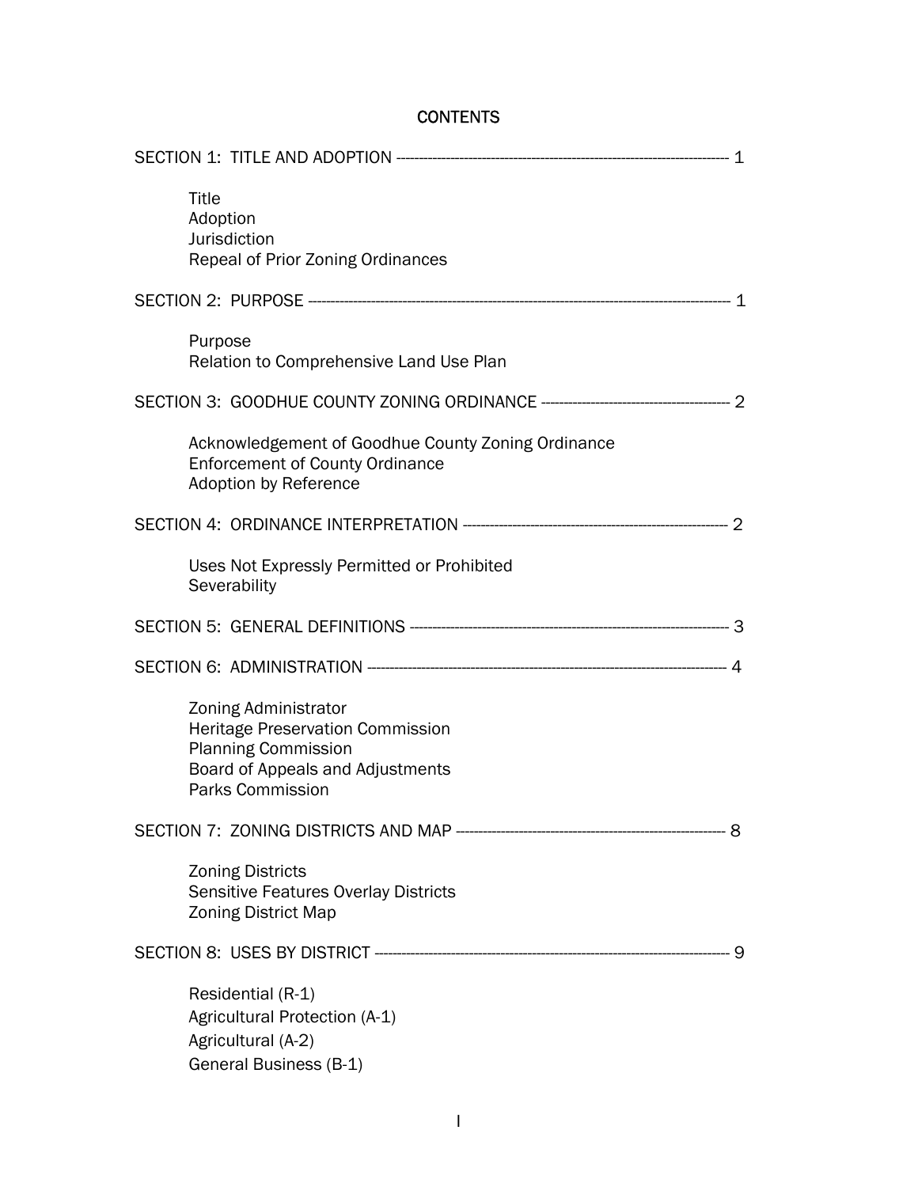# CONTENTS

SECTION 1: TITLE AND ADOPTION ------------------------------------------------------------------------ 1

- Title
- Adoption
- Jurisdiction
- Repeal of Prior Zoning Ordinances

SECTION 2: PURPOSE ----------------------------------------------------------------------------------------- 1

- Purpose
- Relation to Comprehensive Land Use Plan

SECTION 3: GOODHUE COUNTY ZONING ORDINANCE ----------------------------------------- 2

- Acknowledgement of Goodhue County Zoning Ordinance
- Enforcement of County Ordinance
- Adoption by Reference

SECTION 4: ORDINANCE INTERPRETATION ---------------------------------------------------------- 2

- Uses Not Expressly Permitted or Prohibited
- Severability

SECTION 5: GENERAL DEFINITIONS ---------------------------------------------------------------------- 3

SECTION 6: ADMINISTRATION ---------------------------------------------------------------------------- 4

- Zoning Administrator
- Heritage Preservation Commission
- Planning Commission
- Board of Appeals and Adjustments
- Parks Commission

SECTION 7: ZONING DISTRICTS AND MAP ---------------------------------------------------------- 8

- Zoning Districts
- Sensitive Features Overlay Districts
- Zoning District Map

SECTION 8: USES BY DISTRICT ------------------------------------------------------------------------- 9

- Residential (R-1)
- Agricultural Protection (A-1)
- Agricultural (A-2)
- General Business (B-1)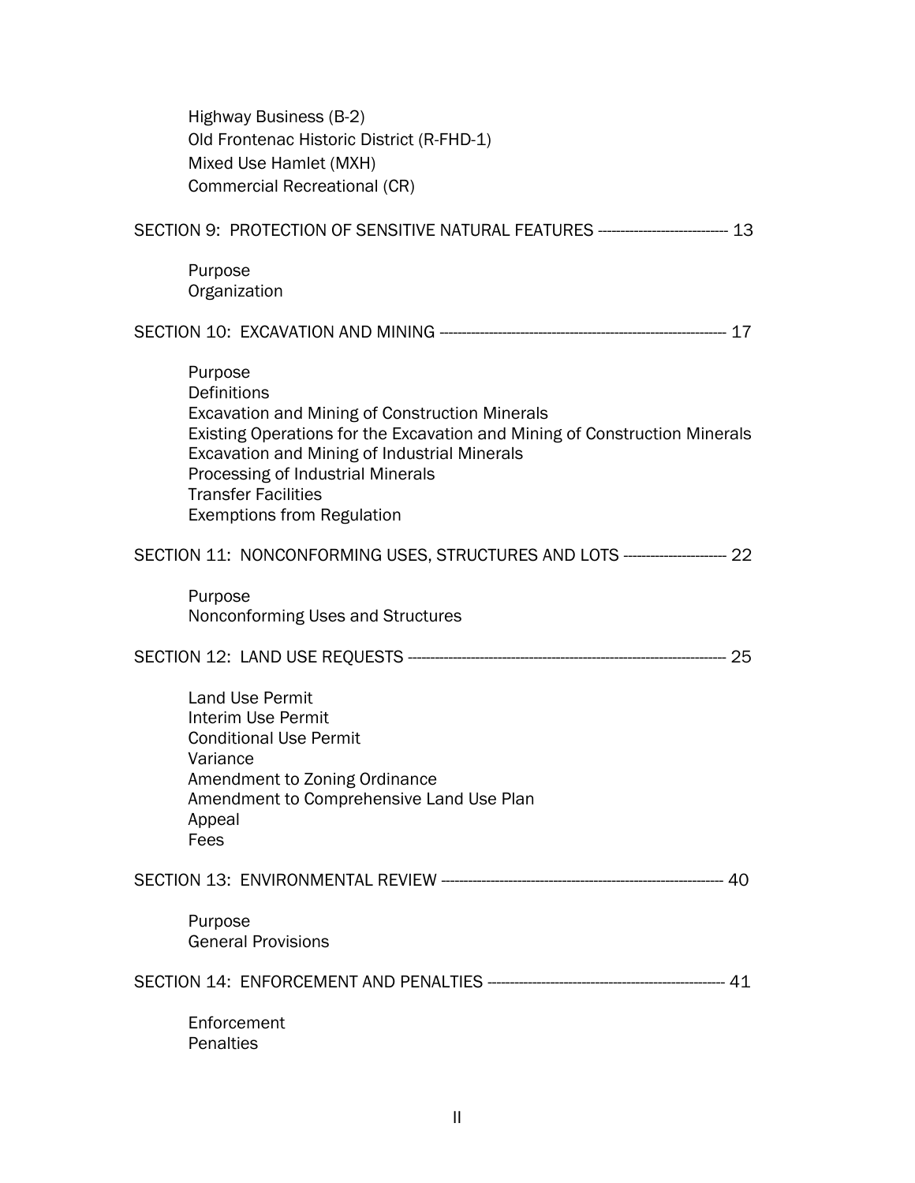Highway Business (B-2)
Old Frontenac Historic District (R-FHD-1)
Mixed Use Hamlet (MXH)
Commercial Recreational (CR)

SECTION 9: PROTECTION OF SENSITIVE NATURAL FEATURES ---------------------------- 13

Purpose
Organization

SECTION 10: EXCAVATION AND MINING ------------------------------------------------------------ 17

Purpose
Definitions
Excavation and Mining of Construction Minerals
Existing Operations for the Excavation and Mining of Construction Minerals
Excavation and Mining of Industrial Minerals
Processing of Industrial Minerals
Transfer Facilities
Exemptions from Regulation

SECTION 11: NONCONFORMING USES, STRUCTURES AND LOTS ---------------------- 22

Purpose
Nonconforming Uses and Structures

SECTION 12: LAND USE REQUESTS -------------------------------------------------------------------- 25

Land Use Permit
Interim Use Permit
Conditional Use Permit
Variance
Amendment to Zoning Ordinance
Amendment to Comprehensive Land Use Plan
Appeal
Fees

SECTION 13: ENVIRONMENTAL REVIEW ------------------------------------------------------------ 40

Purpose
General Provisions

SECTION 14: ENFORCEMENT AND PENALTIES --------------------------------------------------- 41

Enforcement
Penalties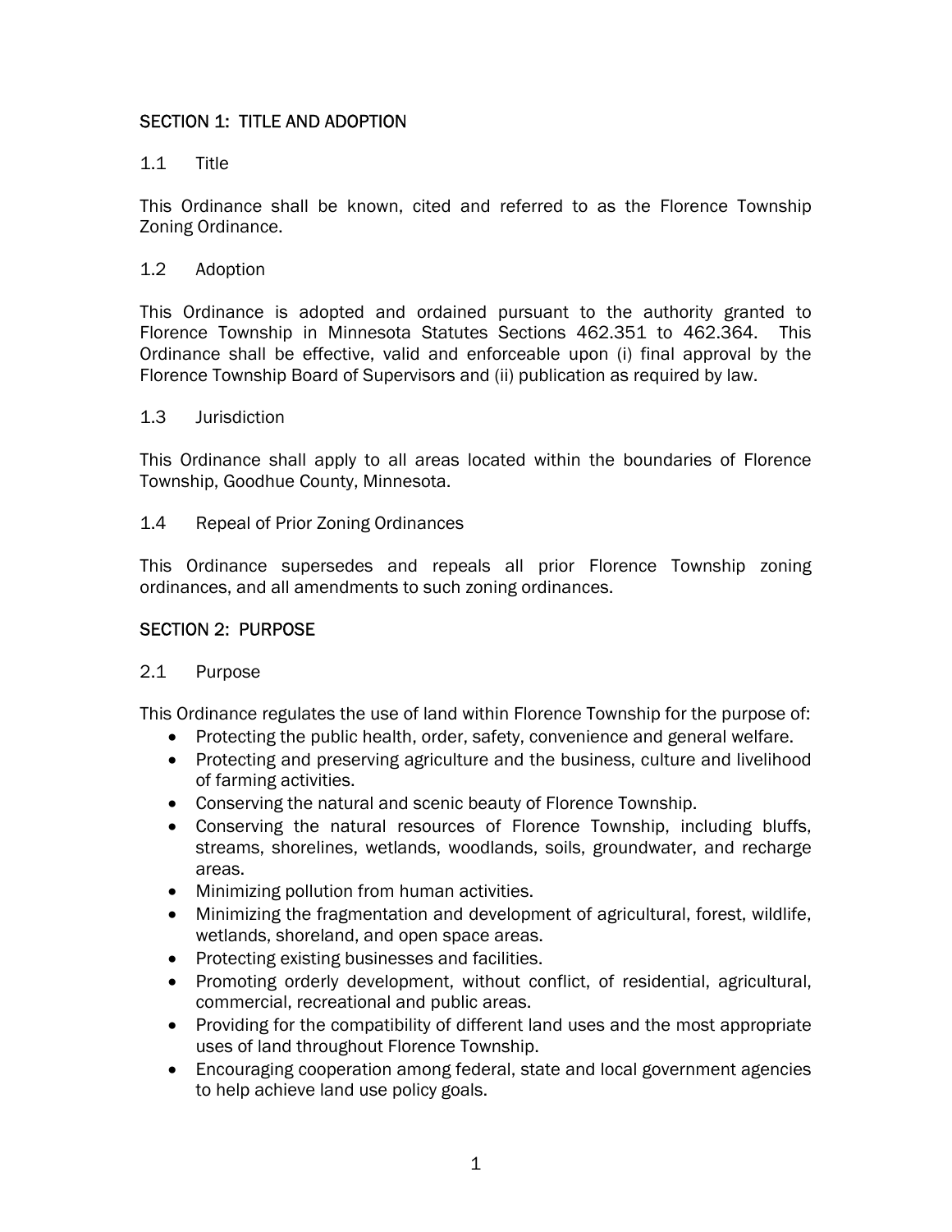## SECTION 1: TITLE AND ADOPTION

### 1.1 Title

This Ordinance shall be known, cited and referred to as the Florence Township Zoning Ordinance.

### 1.2 Adoption

This Ordinance is adopted and ordained pursuant to the authority granted to Florence Township in Minnesota Statutes Sections 462.351 to 462.364. This Ordinance shall be effective, valid and enforceable upon (i) final approval by the Florence Township Board of Supervisors and (ii) publication as required by law.

### 1.3 Jurisdiction

This Ordinance shall apply to all areas located within the boundaries of Florence Township, Goodhue County, Minnesota.

### 1.4 Repeal of Prior Zoning Ordinances

This Ordinance supersedes and repeals all prior Florence Township zoning ordinances, and all amendments to such zoning ordinances.

## SECTION 2: PURPOSE

### 2.1 Purpose

This Ordinance regulates the use of land within Florence Township for the purpose of:

- Protecting the public health, order, safety, convenience and general welfare.
- Protecting and preserving agriculture and the business, culture and livelihood of farming activities.
- Conserving the natural and scenic beauty of Florence Township.
- Conserving the natural resources of Florence Township, including bluffs, streams, shorelines, wetlands, woodlands, soils, groundwater, and recharge areas.
- Minimizing pollution from human activities.
- Minimizing the fragmentation and development of agricultural, forest, wildlife, wetlands, shoreland, and open space areas.
- Protecting existing businesses and facilities.
- Promoting orderly development, without conflict, of residential, agricultural, commercial, recreational and public areas.
- Providing for the compatibility of different land uses and the most appropriate uses of land throughout Florence Township.
- Encouraging cooperation among federal, state and local government agencies to help achieve land use policy goals.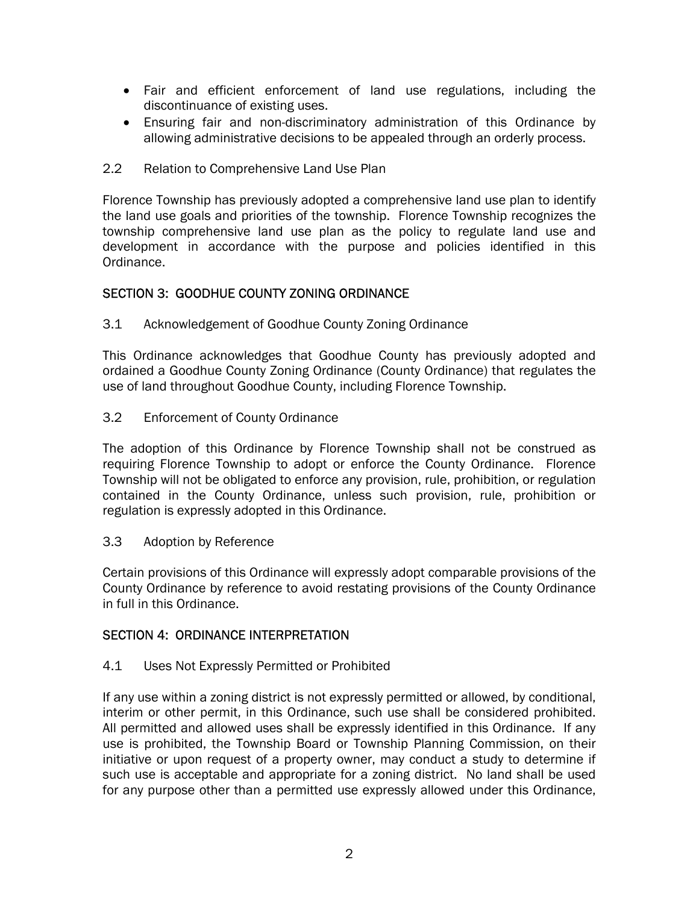- Fair and efficient enforcement of land use regulations, including the discontinuance of existing uses.
- Ensuring fair and non-discriminatory administration of this Ordinance by allowing administrative decisions to be appealed through an orderly process.

### 2.2 Relation to Comprehensive Land Use Plan

Florence Township has previously adopted a comprehensive land use plan to identify the land use goals and priorities of the township. Florence Township recognizes the township comprehensive land use plan as the policy to regulate land use and development in accordance with the purpose and policies identified in this Ordinance.

## SECTION 3: GOODHUE COUNTY ZONING ORDINANCE

### 3.1 Acknowledgement of Goodhue County Zoning Ordinance

This Ordinance acknowledges that Goodhue County has previously adopted and ordained a Goodhue County Zoning Ordinance (County Ordinance) that regulates the use of land throughout Goodhue County, including Florence Township.

### 3.2 Enforcement of County Ordinance

The adoption of this Ordinance by Florence Township shall not be construed as requiring Florence Township to adopt or enforce the County Ordinance. Florence Township will not be obligated to enforce any provision, rule, prohibition, or regulation contained in the County Ordinance, unless such provision, rule, prohibition or regulation is expressly adopted in this Ordinance.

### 3.3 Adoption by Reference

Certain provisions of this Ordinance will expressly adopt comparable provisions of the County Ordinance by reference to avoid restating provisions of the County Ordinance in full in this Ordinance.

## SECTION 4: ORDINANCE INTERPRETATION

### 4.1 Uses Not Expressly Permitted or Prohibited

If any use within a zoning district is not expressly permitted or allowed, by conditional, interim or other permit, in this Ordinance, such use shall be considered prohibited. All permitted and allowed uses shall be expressly identified in this Ordinance. If any use is prohibited, the Township Board or Township Planning Commission, on their initiative or upon request of a property owner, may conduct a study to determine if such use is acceptable and appropriate for a zoning district. No land shall be used for any purpose other than a permitted use expressly allowed under this Ordinance,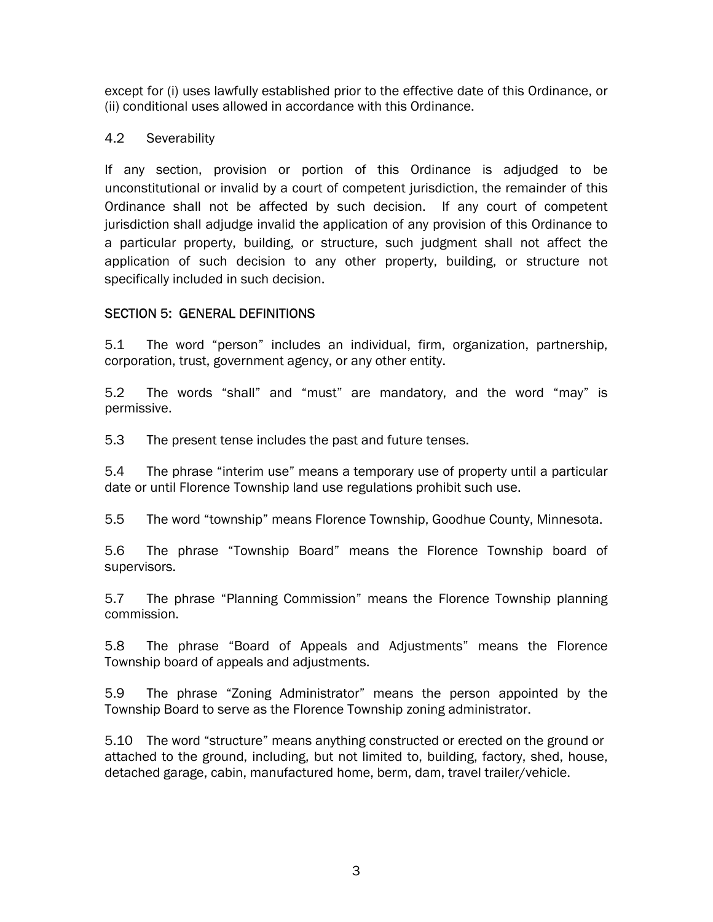except for (i) uses lawfully established prior to the effective date of this Ordinance, or (ii) conditional uses allowed in accordance with this Ordinance.

### 4.2 Severability

If any section, provision or portion of this Ordinance is adjudged to be unconstitutional or invalid by a court of competent jurisdiction, the remainder of this Ordinance shall not be affected by such decision. If any court of competent jurisdiction shall adjudge invalid the application of any provision of this Ordinance to a particular property, building, or structure, such judgment shall not affect the application of such decision to any other property, building, or structure not specifically included in such decision.

## SECTION 5: GENERAL DEFINITIONS

5.1 The word "person" includes an individual, firm, organization, partnership, corporation, trust, government agency, or any other entity.

5.2 The words "shall" and "must" are mandatory, and the word "may" is permissive.

5.3 The present tense includes the past and future tenses.

5.4 The phrase "interim use" means a temporary use of property until a particular date or until Florence Township land use regulations prohibit such use.

5.5 The word "township" means Florence Township, Goodhue County, Minnesota.

5.6 The phrase "Township Board" means the Florence Township board of supervisors.

5.7 The phrase "Planning Commission" means the Florence Township planning commission.

5.8 The phrase "Board of Appeals and Adjustments" means the Florence Township board of appeals and adjustments.

5.9 The phrase "Zoning Administrator" means the person appointed by the Township Board to serve as the Florence Township zoning administrator.

5.10 The word "structure" means anything constructed or erected on the ground or attached to the ground, including, but not limited to, building, factory, shed, house, detached garage, cabin, manufactured home, berm, dam, travel trailer/vehicle.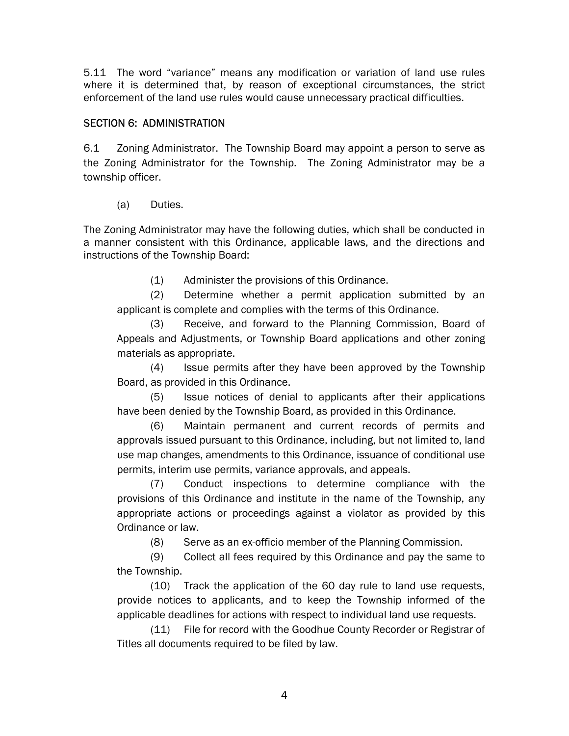5.11 The word "variance" means any modification or variation of land use rules where it is determined that, by reason of exceptional circumstances, the strict enforcement of the land use rules would cause unnecessary practical difficulties.

## SECTION 6: ADMINISTRATION

6.1 Zoning Administrator. The Township Board may appoint a person to serve as the Zoning Administrator for the Township. The Zoning Administrator may be a township officer.

(a) Duties.

The Zoning Administrator may have the following duties, which shall be conducted in a manner consistent with this Ordinance, applicable laws, and the directions and instructions of the Township Board:

(1) Administer the provisions of this Ordinance.

(2) Determine whether a permit application submitted by an applicant is complete and complies with the terms of this Ordinance.

(3) Receive, and forward to the Planning Commission, Board of Appeals and Adjustments, or Township Board applications and other zoning materials as appropriate.

(4) Issue permits after they have been approved by the Township Board, as provided in this Ordinance.

(5) Issue notices of denial to applicants after their applications have been denied by the Township Board, as provided in this Ordinance.

(6) Maintain permanent and current records of permits and approvals issued pursuant to this Ordinance, including, but not limited to, land use map changes, amendments to this Ordinance, issuance of conditional use permits, interim use permits, variance approvals, and appeals.

(7) Conduct inspections to determine compliance with the provisions of this Ordinance and institute in the name of the Township, any appropriate actions or proceedings against a violator as provided by this Ordinance or law.

(8) Serve as an ex-officio member of the Planning Commission.

(9) Collect all fees required by this Ordinance and pay the same to the Township.

(10) Track the application of the 60 day rule to land use requests, provide notices to applicants, and to keep the Township informed of the applicable deadlines for actions with respect to individual land use requests.

(11) File for record with the Goodhue County Recorder or Registrar of Titles all documents required to be filed by law.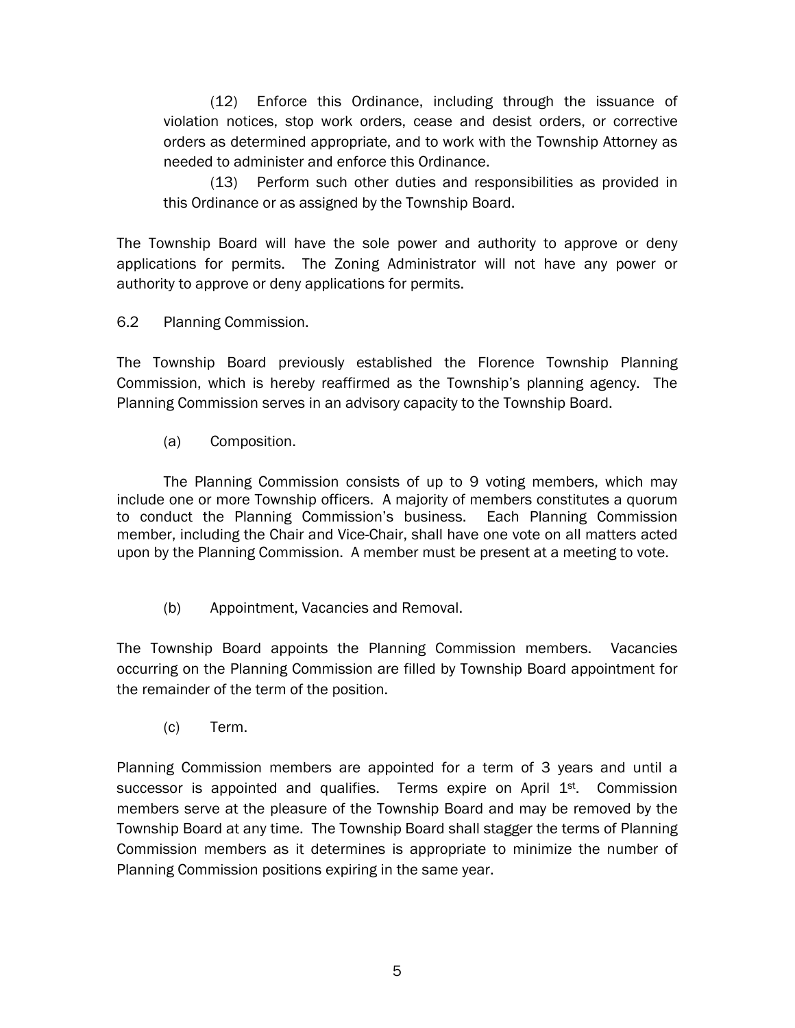(12) Enforce this Ordinance, including through the issuance of violation notices, stop work orders, cease and desist orders, or corrective orders as determined appropriate, and to work with the Township Attorney as needed to administer and enforce this Ordinance.

(13) Perform such other duties and responsibilities as provided in this Ordinance or as assigned by the Township Board.

The Township Board will have the sole power and authority to approve or deny applications for permits. The Zoning Administrator will not have any power or authority to approve or deny applications for permits.

6.2 Planning Commission.

The Township Board previously established the Florence Township Planning Commission, which is hereby reaffirmed as the Township's planning agency. The Planning Commission serves in an advisory capacity to the Township Board.

(a) Composition.

The Planning Commission consists of up to 9 voting members, which may include one or more Township officers. A majority of members constitutes a quorum to conduct the Planning Commission's business. Each Planning Commission member, including the Chair and Vice-Chair, shall have one vote on all matters acted upon by the Planning Commission. A member must be present at a meeting to vote.

(b) Appointment, Vacancies and Removal.

The Township Board appoints the Planning Commission members. Vacancies occurring on the Planning Commission are filled by Township Board appointment for the remainder of the term of the position.

(c) Term.

Planning Commission members are appointed for a term of 3 years and until a successor is appointed and qualifies. Terms expire on April 1st. Commission members serve at the pleasure of the Township Board and may be removed by the Township Board at any time. The Township Board shall stagger the terms of Planning Commission members as it determines is appropriate to minimize the number of Planning Commission positions expiring in the same year.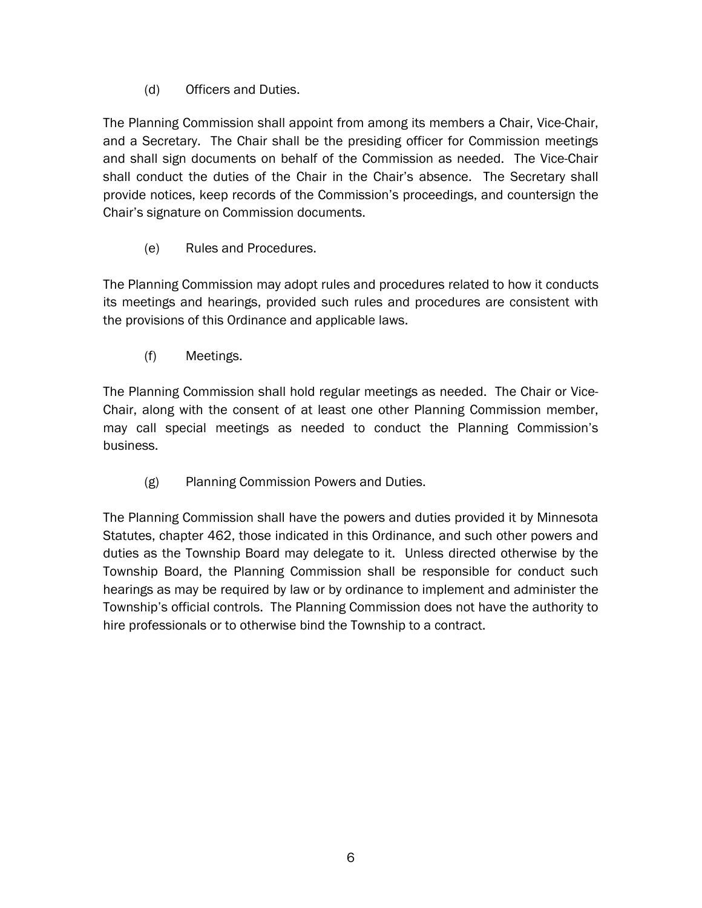(d) Officers and Duties.

The Planning Commission shall appoint from among its members a Chair, Vice-Chair, and a Secretary. The Chair shall be the presiding officer for Commission meetings and shall sign documents on behalf of the Commission as needed. The Vice-Chair shall conduct the duties of the Chair in the Chair's absence. The Secretary shall provide notices, keep records of the Commission's proceedings, and countersign the Chair's signature on Commission documents.

(e) Rules and Procedures.

The Planning Commission may adopt rules and procedures related to how it conducts its meetings and hearings, provided such rules and procedures are consistent with the provisions of this Ordinance and applicable laws.

(f) Meetings.

The Planning Commission shall hold regular meetings as needed. The Chair or Vice-Chair, along with the consent of at least one other Planning Commission member, may call special meetings as needed to conduct the Planning Commission's business.

(g) Planning Commission Powers and Duties.

The Planning Commission shall have the powers and duties provided it by Minnesota Statutes, chapter 462, those indicated in this Ordinance, and such other powers and duties as the Township Board may delegate to it. Unless directed otherwise by the Township Board, the Planning Commission shall be responsible for conduct such hearings as may be required by law or by ordinance to implement and administer the Township's official controls. The Planning Commission does not have the authority to hire professionals or to otherwise bind the Township to a contract.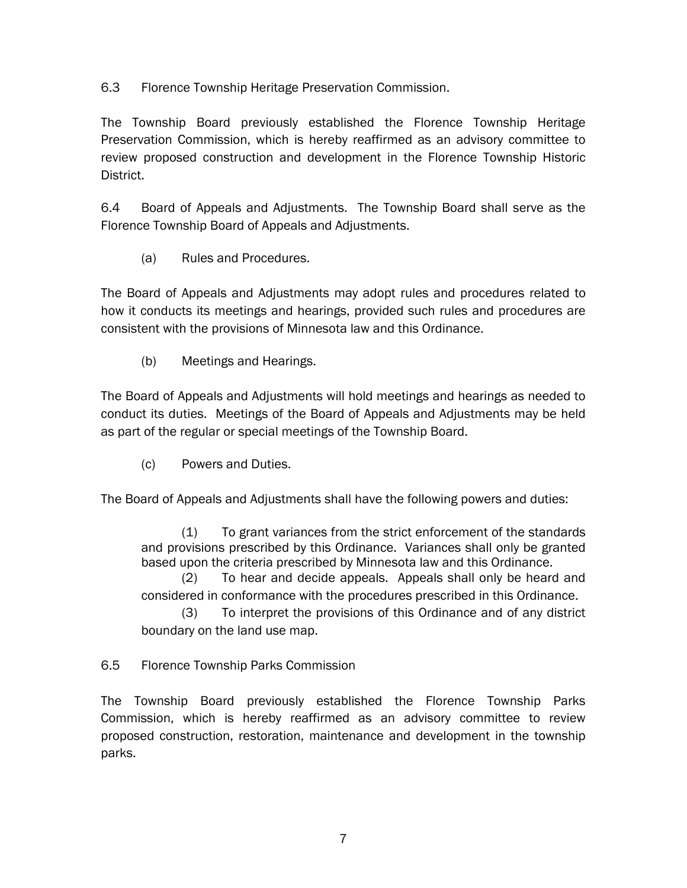6.3 Florence Township Heritage Preservation Commission.

The Township Board previously established the Florence Township Heritage Preservation Commission, which is hereby reaffirmed as an advisory committee to review proposed construction and development in the Florence Township Historic District.

6.4 Board of Appeals and Adjustments. The Township Board shall serve as the Florence Township Board of Appeals and Adjustments.

(a) Rules and Procedures.

The Board of Appeals and Adjustments may adopt rules and procedures related to how it conducts its meetings and hearings, provided such rules and procedures are consistent with the provisions of Minnesota law and this Ordinance.

(b) Meetings and Hearings.

The Board of Appeals and Adjustments will hold meetings and hearings as needed to conduct its duties. Meetings of the Board of Appeals and Adjustments may be held as part of the regular or special meetings of the Township Board.

(c) Powers and Duties.

The Board of Appeals and Adjustments shall have the following powers and duties:

(1) To grant variances from the strict enforcement of the standards and provisions prescribed by this Ordinance. Variances shall only be granted based upon the criteria prescribed by Minnesota law and this Ordinance.

(2) To hear and decide appeals. Appeals shall only be heard and considered in conformance with the procedures prescribed in this Ordinance.

(3) To interpret the provisions of this Ordinance and of any district boundary on the land use map.

6.5 Florence Township Parks Commission

The Township Board previously established the Florence Township Parks Commission, which is hereby reaffirmed as an advisory committee to review proposed construction, restoration, maintenance and development in the township parks.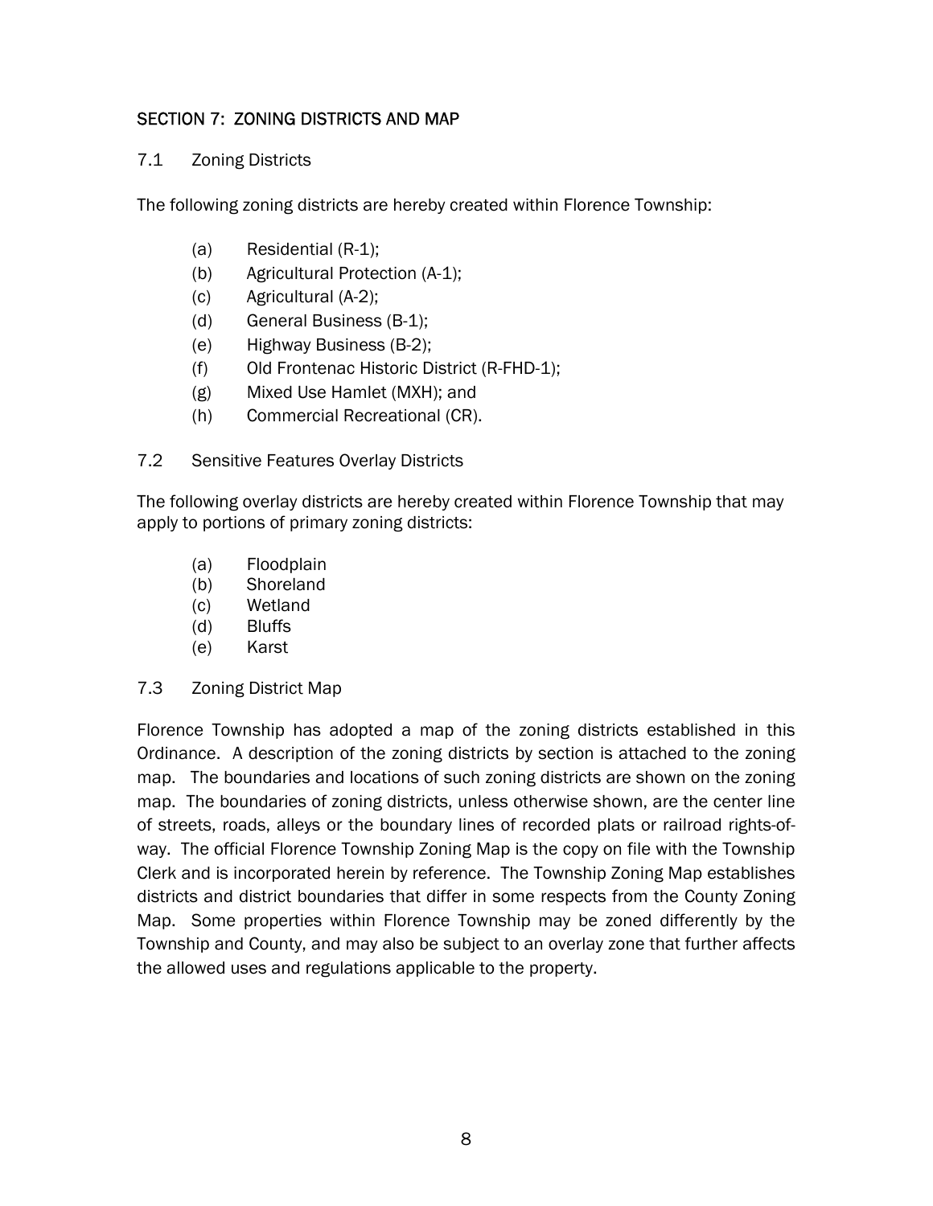## SECTION 7: ZONING DISTRICTS AND MAP

### 7.1 Zoning Districts

The following zoning districts are hereby created within Florence Township:

- (a) Residential (R-1);
- (b) Agricultural Protection (A-1);
- (c) Agricultural (A-2);
- (d) General Business (B-1);
- (e) Highway Business (B-2);
- (f) Old Frontenac Historic District (R-FHD-1);
- (g) Mixed Use Hamlet (MXH); and
- (h) Commercial Recreational (CR).

### 7.2 Sensitive Features Overlay Districts

The following overlay districts are hereby created within Florence Township that may apply to portions of primary zoning districts:

- (a) Floodplain
- (b) Shoreland
- (c) Wetland
- (d) Bluffs
- (e) Karst

### 7.3 Zoning District Map

Florence Township has adopted a map of the zoning districts established in this Ordinance. A description of the zoning districts by section is attached to the zoning map. The boundaries and locations of such zoning districts are shown on the zoning map. The boundaries of zoning districts, unless otherwise shown, are the center line of streets, roads, alleys or the boundary lines of recorded plats or railroad rights-of-way. The official Florence Township Zoning Map is the copy on file with the Township Clerk and is incorporated herein by reference. The Township Zoning Map establishes districts and district boundaries that differ in some respects from the County Zoning Map. Some properties within Florence Township may be zoned differently by the Township and County, and may also be subject to an overlay zone that further affects the allowed uses and regulations applicable to the property.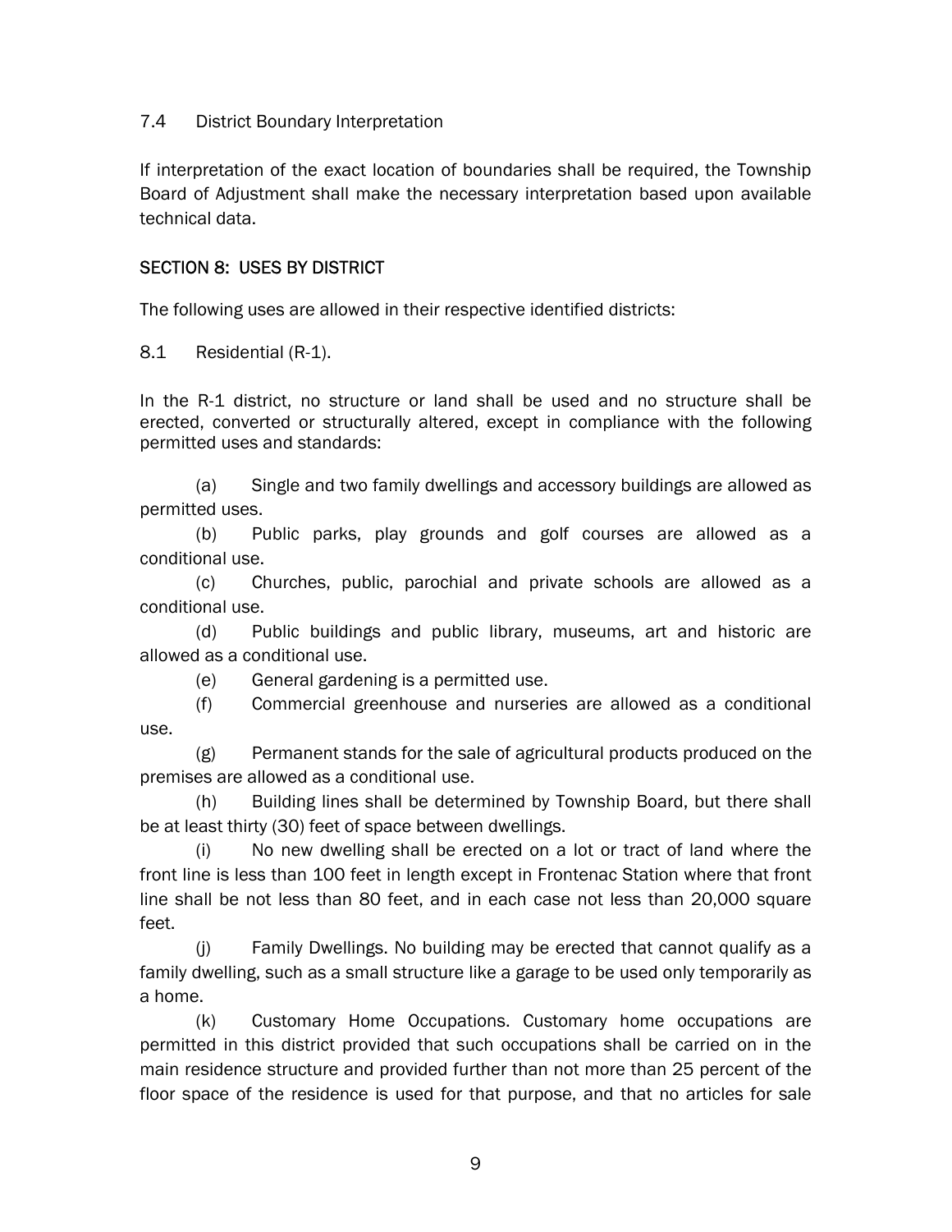### 7.4 District Boundary Interpretation

If interpretation of the exact location of boundaries shall be required, the Township Board of Adjustment shall make the necessary interpretation based upon available technical data.

## SECTION 8: USES BY DISTRICT

The following uses are allowed in their respective identified districts:

### 8.1 Residential (R-1).

In the R-1 district, no structure or land shall be used and no structure shall be erected, converted or structurally altered, except in compliance with the following permitted uses and standards:

(a) Single and two family dwellings and accessory buildings are allowed as permitted uses.

(b) Public parks, play grounds and golf courses are allowed as a conditional use.

(c) Churches, public, parochial and private schools are allowed as a conditional use.

(d) Public buildings and public library, museums, art and historic are allowed as a conditional use.

(e) General gardening is a permitted use.

(f) Commercial greenhouse and nurseries are allowed as a conditional use.

(g) Permanent stands for the sale of agricultural products produced on the premises are allowed as a conditional use.

(h) Building lines shall be determined by Township Board, but there shall be at least thirty (30) feet of space between dwellings.

(i) No new dwelling shall be erected on a lot or tract of land where the front line is less than 100 feet in length except in Frontenac Station where that front line shall be not less than 80 feet, and in each case not less than 20,000 square feet.

(j) Family Dwellings. No building may be erected that cannot qualify as a family dwelling, such as a small structure like a garage to be used only temporarily as a home.

(k) Customary Home Occupations. Customary home occupations are permitted in this district provided that such occupations shall be carried on in the main residence structure and provided further than not more than 25 percent of the floor space of the residence is used for that purpose, and that no articles for sale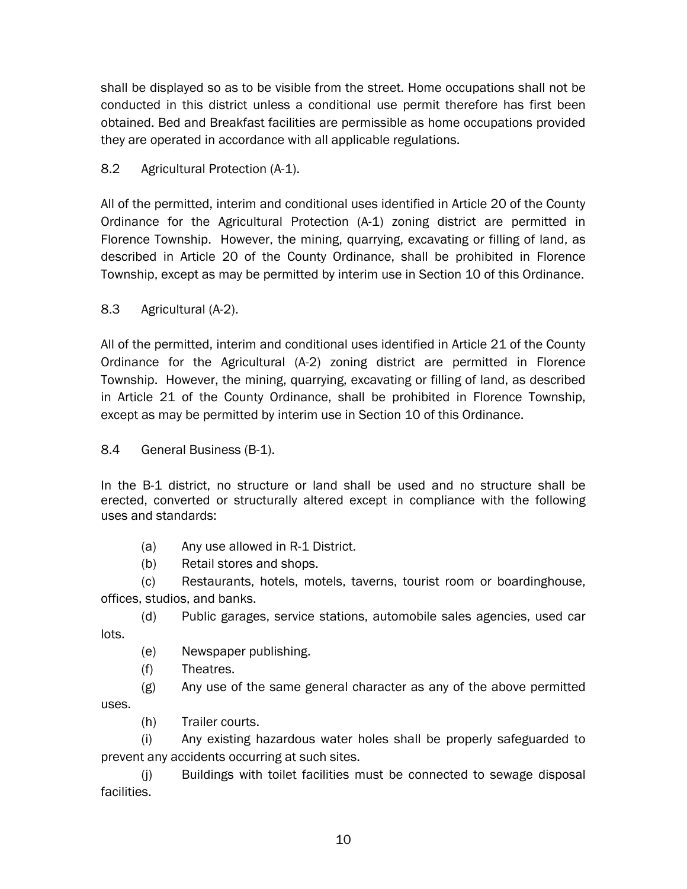shall be displayed so as to be visible from the street. Home occupations shall not be conducted in this district unless a conditional use permit therefore has first been obtained. Bed and Breakfast facilities are permissible as home occupations provided they are operated in accordance with all applicable regulations.

8.2 Agricultural Protection (A-1).

All of the permitted, interim and conditional uses identified in Article 20 of the County Ordinance for the Agricultural Protection (A-1) zoning district are permitted in Florence Township. However, the mining, quarrying, excavating or filling of land, as described in Article 20 of the County Ordinance, shall be prohibited in Florence Township, except as may be permitted by interim use in Section 10 of this Ordinance.

8.3 Agricultural (A-2).

All of the permitted, interim and conditional uses identified in Article 21 of the County Ordinance for the Agricultural (A-2) zoning district are permitted in Florence Township. However, the mining, quarrying, excavating or filling of land, as described in Article 21 of the County Ordinance, shall be prohibited in Florence Township, except as may be permitted by interim use in Section 10 of this Ordinance.

8.4 General Business (B-1).

In the B-1 district, no structure or land shall be used and no structure shall be erected, converted or structurally altered except in compliance with the following uses and standards:

(a) Any use allowed in R-1 District.

(b) Retail stores and shops.

(c) Restaurants, hotels, motels, taverns, tourist room or boardinghouse, offices, studios, and banks.

(d) Public garages, service stations, automobile sales agencies, used car lots.

(e) Newspaper publishing.

(f) Theatres.

(g) Any use of the same general character as any of the above permitted uses.

(h) Trailer courts.

(i) Any existing hazardous water holes shall be properly safeguarded to prevent any accidents occurring at such sites.

(j) Buildings with toilet facilities must be connected to sewage disposal facilities.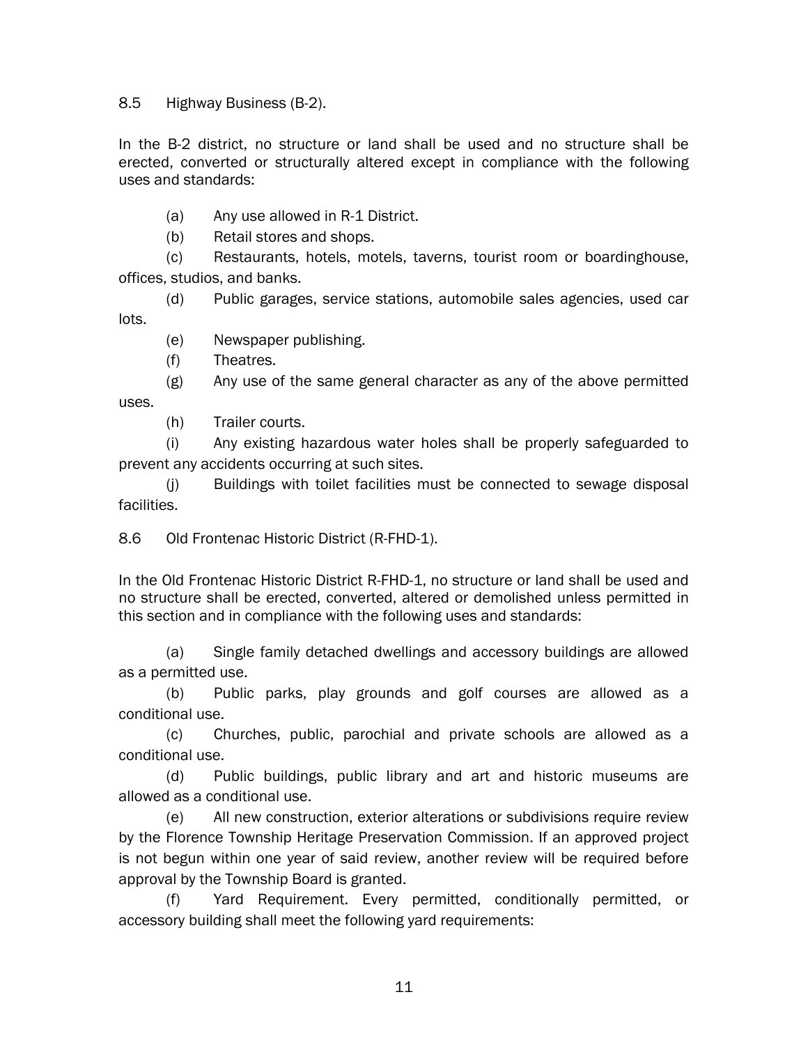8.5 Highway Business (B-2).

In the B-2 district, no structure or land shall be used and no structure shall be erected, converted or structurally altered except in compliance with the following uses and standards:

(a) Any use allowed in R-1 District.

(b) Retail stores and shops.

(c) Restaurants, hotels, motels, taverns, tourist room or boardinghouse, offices, studios, and banks.

(d) Public garages, service stations, automobile sales agencies, used car lots.

(e) Newspaper publishing.

(f) Theatres.

(g) Any use of the same general character as any of the above permitted uses.

(h) Trailer courts.

(i) Any existing hazardous water holes shall be properly safeguarded to prevent any accidents occurring at such sites.

(j) Buildings with toilet facilities must be connected to sewage disposal facilities.

8.6 Old Frontenac Historic District (R-FHD-1).

In the Old Frontenac Historic District R-FHD-1, no structure or land shall be used and no structure shall be erected, converted, altered or demolished unless permitted in this section and in compliance with the following uses and standards:

(a) Single family detached dwellings and accessory buildings are allowed as a permitted use.

(b) Public parks, play grounds and golf courses are allowed as a conditional use.

(c) Churches, public, parochial and private schools are allowed as a conditional use.

(d) Public buildings, public library and art and historic museums are allowed as a conditional use.

(e) All new construction, exterior alterations or subdivisions require review by the Florence Township Heritage Preservation Commission. If an approved project is not begun within one year of said review, another review will be required before approval by the Township Board is granted.

(f) Yard Requirement. Every permitted, conditionally permitted, or accessory building shall meet the following yard requirements: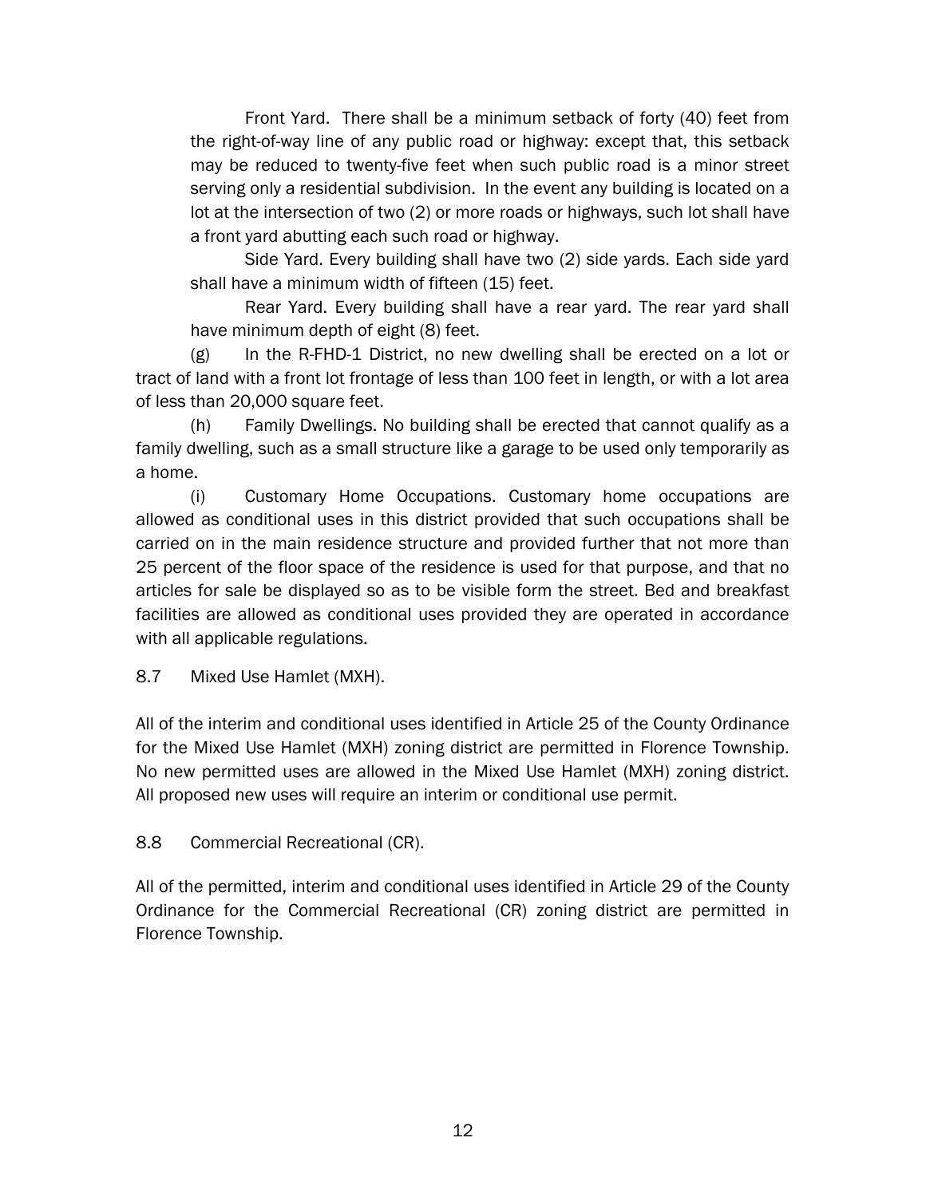Front Yard. There shall be a minimum setback of forty (40) feet from the right-of-way line of any public road or highway: except that, this setback may be reduced to twenty-five feet when such public road is a minor street serving only a residential subdivision. In the event any building is located on a lot at the intersection of two (2) or more roads or highways, such lot shall have a front yard abutting each such road or highway.

Side Yard. Every building shall have two (2) side yards. Each side yard shall have a minimum width of fifteen (15) feet.

Rear Yard. Every building shall have a rear yard. The rear yard shall have minimum depth of eight (8) feet.

(g) In the R-FHD-1 District, no new dwelling shall be erected on a lot or tract of land with a front lot frontage of less than 100 feet in length, or with a lot area of less than 20,000 square feet.

(h) Family Dwellings. No building shall be erected that cannot qualify as a family dwelling, such as a small structure like a garage to be used only temporarily as a home.

(i) Customary Home Occupations. Customary home occupations are allowed as conditional uses in this district provided that such occupations shall be carried on in the main residence structure and provided further that not more than 25 percent of the floor space of the residence is used for that purpose, and that no articles for sale be displayed so as to be visible form the street. Bed and breakfast facilities are allowed as conditional uses provided they are operated in accordance with all applicable regulations.

8.7 Mixed Use Hamlet (MXH).

All of the interim and conditional uses identified in Article 25 of the County Ordinance for the Mixed Use Hamlet (MXH) zoning district are permitted in Florence Township. No new permitted uses are allowed in the Mixed Use Hamlet (MXH) zoning district. All proposed new uses will require an interim or conditional use permit.

8.8 Commercial Recreational (CR).

All of the permitted, interim and conditional uses identified in Article 29 of the County Ordinance for the Commercial Recreational (CR) zoning district are permitted in Florence Township.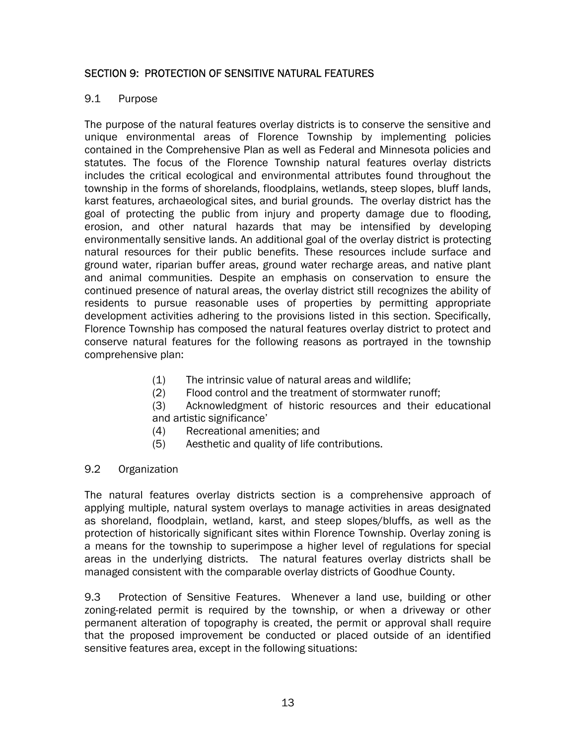## SECTION 9: PROTECTION OF SENSITIVE NATURAL FEATURES

### 9.1 Purpose

The purpose of the natural features overlay districts is to conserve the sensitive and unique environmental areas of Florence Township by implementing policies contained in the Comprehensive Plan as well as Federal and Minnesota policies and statutes. The focus of the Florence Township natural features overlay districts includes the critical ecological and environmental attributes found throughout the township in the forms of shorelands, floodplains, wetlands, steep slopes, bluff lands, karst features, archaeological sites, and burial grounds. The overlay district has the goal of protecting the public from injury and property damage due to flooding, erosion, and other natural hazards that may be intensified by developing environmentally sensitive lands. An additional goal of the overlay district is protecting natural resources for their public benefits. These resources include surface and ground water, riparian buffer areas, ground water recharge areas, and native plant and animal communities. Despite an emphasis on conservation to ensure the continued presence of natural areas, the overlay district still recognizes the ability of residents to pursue reasonable uses of properties by permitting appropriate development activities adhering to the provisions listed in this section. Specifically, Florence Township has composed the natural features overlay district to protect and conserve natural features for the following reasons as portrayed in the township comprehensive plan:

(1) The intrinsic value of natural areas and wildlife;
(2) Flood control and the treatment of stormwater runoff;
(3) Acknowledgment of historic resources and their educational and artistic significance'
(4) Recreational amenities; and
(5) Aesthetic and quality of life contributions.

### 9.2 Organization

The natural features overlay districts section is a comprehensive approach of applying multiple, natural system overlays to manage activities in areas designated as shoreland, floodplain, wetland, karst, and steep slopes/bluffs, as well as the protection of historically significant sites within Florence Township. Overlay zoning is a means for the township to superimpose a higher level of regulations for special areas in the underlying districts. The natural features overlay districts shall be managed consistent with the comparable overlay districts of Goodhue County.

9.3 Protection of Sensitive Features. Whenever a land use, building or other zoning-related permit is required by the township, or when a driveway or other permanent alteration of topography is created, the permit or approval shall require that the proposed improvement be conducted or placed outside of an identified sensitive features area, except in the following situations: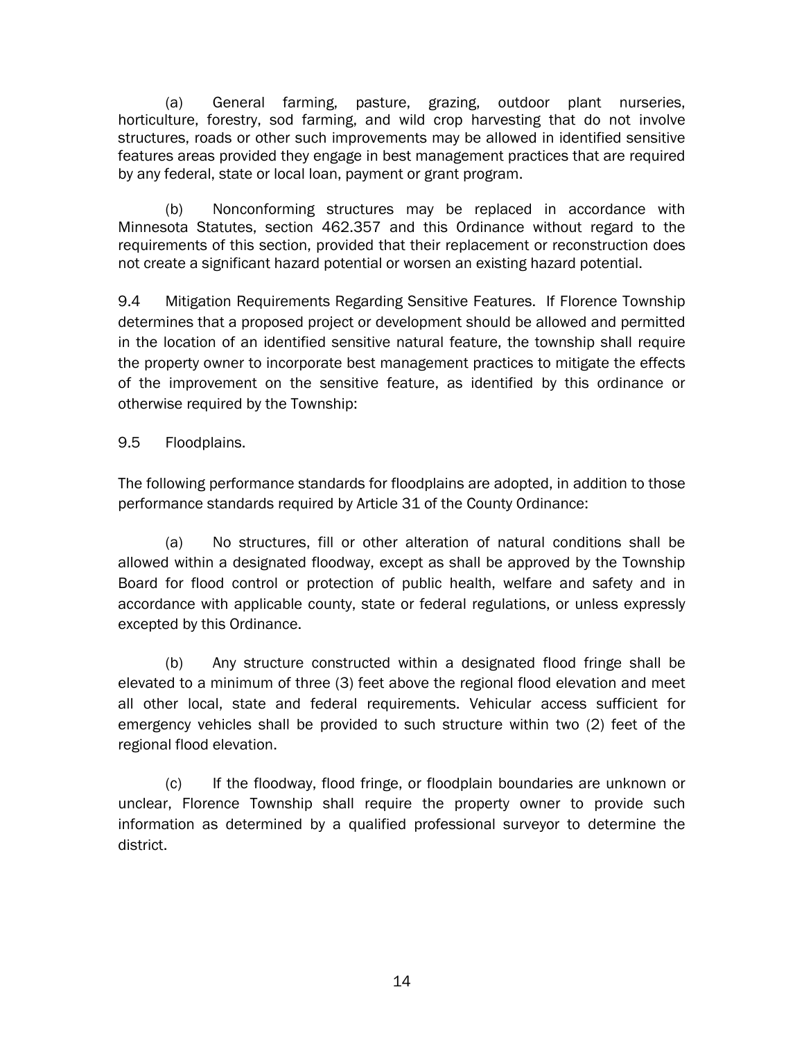(a) General farming, pasture, grazing, outdoor plant nurseries, horticulture, forestry, sod farming, and wild crop harvesting that do not involve structures, roads or other such improvements may be allowed in identified sensitive features areas provided they engage in best management practices that are required by any federal, state or local loan, payment or grant program.

(b) Nonconforming structures may be replaced in accordance with Minnesota Statutes, section 462.357 and this Ordinance without regard to the requirements of this section, provided that their replacement or reconstruction does not create a significant hazard potential or worsen an existing hazard potential.

9.4 Mitigation Requirements Regarding Sensitive Features. If Florence Township determines that a proposed project or development should be allowed and permitted in the location of an identified sensitive natural feature, the township shall require the property owner to incorporate best management practices to mitigate the effects of the improvement on the sensitive feature, as identified by this ordinance or otherwise required by the Township:

9.5 Floodplains.

The following performance standards for floodplains are adopted, in addition to those performance standards required by Article 31 of the County Ordinance:

(a) No structures, fill or other alteration of natural conditions shall be allowed within a designated floodway, except as shall be approved by the Township Board for flood control or protection of public health, welfare and safety and in accordance with applicable county, state or federal regulations, or unless expressly excepted by this Ordinance.

(b) Any structure constructed within a designated flood fringe shall be elevated to a minimum of three (3) feet above the regional flood elevation and meet all other local, state and federal requirements. Vehicular access sufficient for emergency vehicles shall be provided to such structure within two (2) feet of the regional flood elevation.

(c) If the floodway, flood fringe, or floodplain boundaries are unknown or unclear, Florence Township shall require the property owner to provide such information as determined by a qualified professional surveyor to determine the district.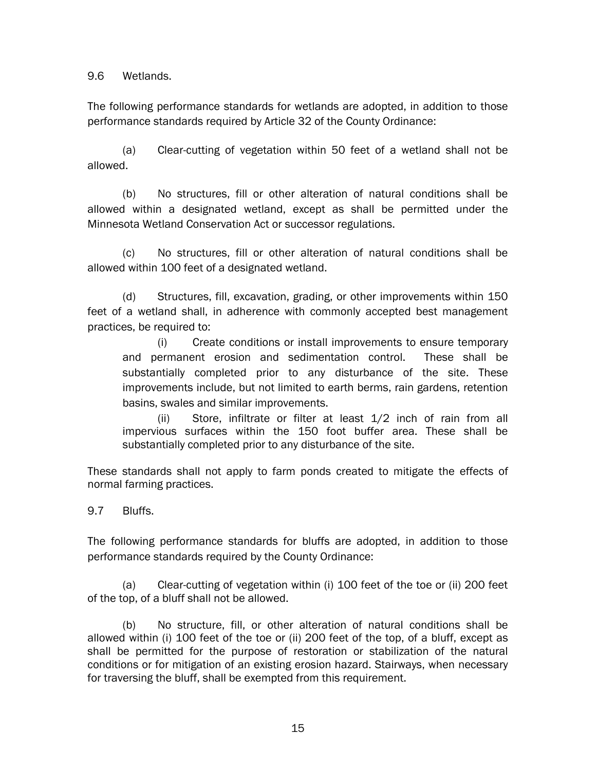## 9.6 Wetlands.

The following performance standards for wetlands are adopted, in addition to those performance standards required by Article 32 of the County Ordinance:

(a) Clear-cutting of vegetation within 50 feet of a wetland shall not be allowed.

(b) No structures, fill or other alteration of natural conditions shall be allowed within a designated wetland, except as shall be permitted under the Minnesota Wetland Conservation Act or successor regulations.

(c) No structures, fill or other alteration of natural conditions shall be allowed within 100 feet of a designated wetland.

(d) Structures, fill, excavation, grading, or other improvements within 150 feet of a wetland shall, in adherence with commonly accepted best management practices, be required to:

> (i) Create conditions or install improvements to ensure temporary and permanent erosion and sedimentation control. These shall be substantially completed prior to any disturbance of the site. These improvements include, but not limited to earth berms, rain gardens, retention basins, swales and similar improvements.
>
> (ii) Store, infiltrate or filter at least 1/2 inch of rain from all impervious surfaces within the 150 foot buffer area. These shall be substantially completed prior to any disturbance of the site.

These standards shall not apply to farm ponds created to mitigate the effects of normal farming practices.

## 9.7 Bluffs.

The following performance standards for bluffs are adopted, in addition to those performance standards required by the County Ordinance:

(a) Clear-cutting of vegetation within (i) 100 feet of the toe or (ii) 200 feet of the top, of a bluff shall not be allowed.

(b) No structure, fill, or other alteration of natural conditions shall be allowed within (i) 100 feet of the toe or (ii) 200 feet of the top, of a bluff, except as shall be permitted for the purpose of restoration or stabilization of the natural conditions or for mitigation of an existing erosion hazard. Stairways, when necessary for traversing the bluff, shall be exempted from this requirement.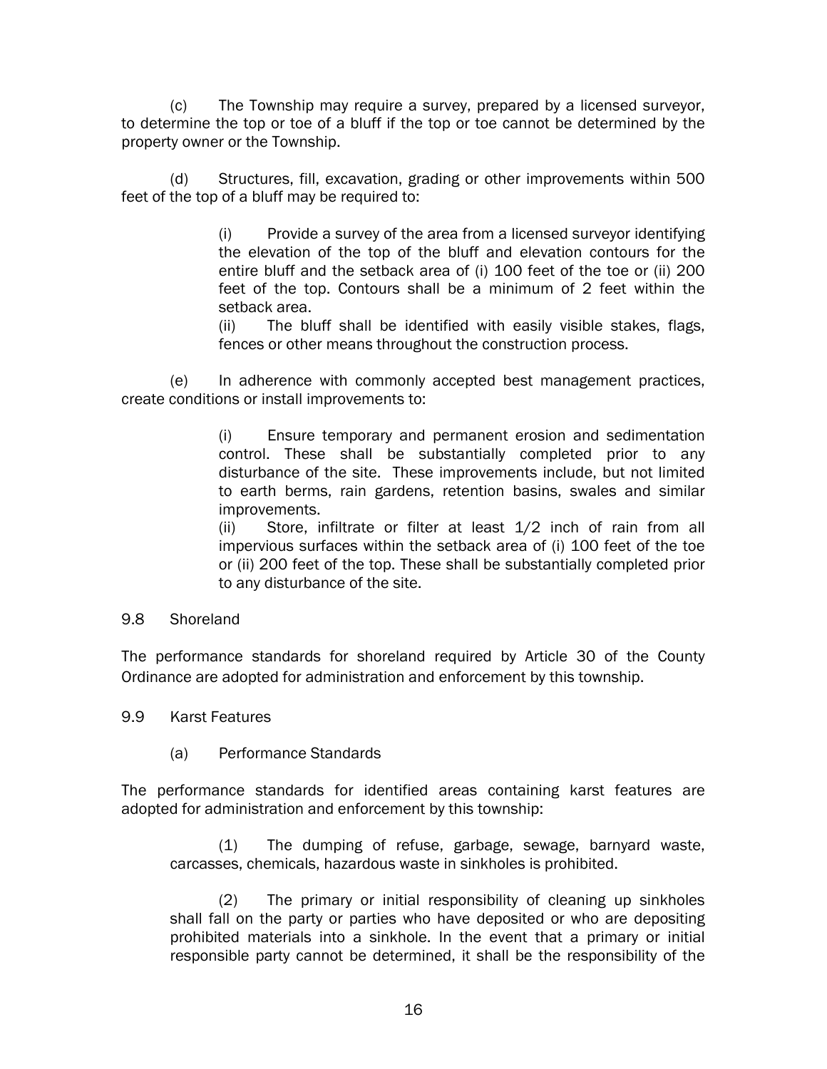(c) The Township may require a survey, prepared by a licensed surveyor, to determine the top or toe of a bluff if the top or toe cannot be determined by the property owner or the Township.

(d) Structures, fill, excavation, grading or other improvements within 500 feet of the top of a bluff may be required to:

> (i) Provide a survey of the area from a licensed surveyor identifying the elevation of the top of the bluff and elevation contours for the entire bluff and the setback area of (i) 100 feet of the toe or (ii) 200 feet of the top. Contours shall be a minimum of 2 feet within the setback area.
>
> (ii) The bluff shall be identified with easily visible stakes, flags, fences or other means throughout the construction process.

(e) In adherence with commonly accepted best management practices, create conditions or install improvements to:

> (i) Ensure temporary and permanent erosion and sedimentation control. These shall be substantially completed prior to any disturbance of the site. These improvements include, but not limited to earth berms, rain gardens, retention basins, swales and similar improvements.
>
> (ii) Store, infiltrate or filter at least 1/2 inch of rain from all impervious surfaces within the setback area of (i) 100 feet of the toe or (ii) 200 feet of the top. These shall be substantially completed prior to any disturbance of the site.

## 9.8 Shoreland

The performance standards for shoreland required by Article 30 of the County Ordinance are adopted for administration and enforcement by this township.

## 9.9 Karst Features

### (a) Performance Standards

The performance standards for identified areas containing karst features are adopted for administration and enforcement by this township:

> (1) The dumping of refuse, garbage, sewage, barnyard waste, carcasses, chemicals, hazardous waste in sinkholes is prohibited.
>
> (2) The primary or initial responsibility of cleaning up sinkholes shall fall on the party or parties who have deposited or who are depositing prohibited materials into a sinkhole. In the event that a primary or initial responsible party cannot be determined, it shall be the responsibility of the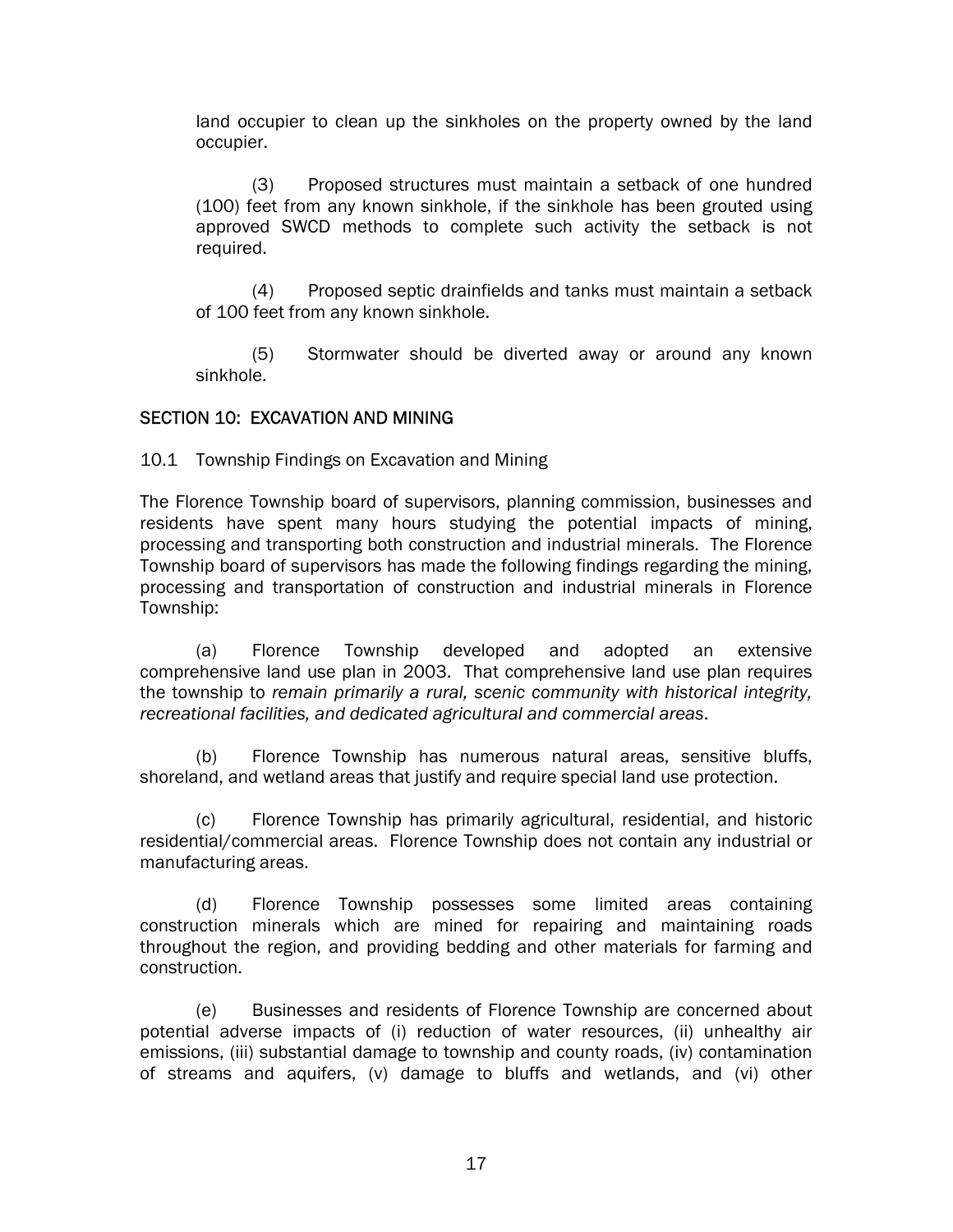land occupier to clean up the sinkholes on the property owned by the land occupier.

(3) Proposed structures must maintain a setback of one hundred (100) feet from any known sinkhole, if the sinkhole has been grouted using approved SWCD methods to complete such activity the setback is not required.

(4) Proposed septic drainfields and tanks must maintain a setback of 100 feet from any known sinkhole.

(5) Stormwater should be diverted away or around any known sinkhole.

## SECTION 10: EXCAVATION AND MINING

### 10.1 Township Findings on Excavation and Mining

The Florence Township board of supervisors, planning commission, businesses and residents have spent many hours studying the potential impacts of mining, processing and transporting both construction and industrial minerals. The Florence Township board of supervisors has made the following findings regarding the mining, processing and transportation of construction and industrial minerals in Florence Township:

(a) Florence Township developed and adopted an extensive comprehensive land use plan in 2003. That comprehensive land use plan requires the township to *remain primarily a rural, scenic community with historical integrity, recreational facilities, and dedicated agricultural and commercial areas*.

(b) Florence Township has numerous natural areas, sensitive bluffs, shoreland, and wetland areas that justify and require special land use protection.

(c) Florence Township has primarily agricultural, residential, and historic residential/commercial areas. Florence Township does not contain any industrial or manufacturing areas.

(d) Florence Township possesses some limited areas containing construction minerals which are mined for repairing and maintaining roads throughout the region, and providing bedding and other materials for farming and construction.

(e) Businesses and residents of Florence Township are concerned about potential adverse impacts of (i) reduction of water resources, (ii) unhealthy air emissions, (iii) substantial damage to township and county roads, (iv) contamination of streams and aquifers, (v) damage to bluffs and wetlands, and (vi) other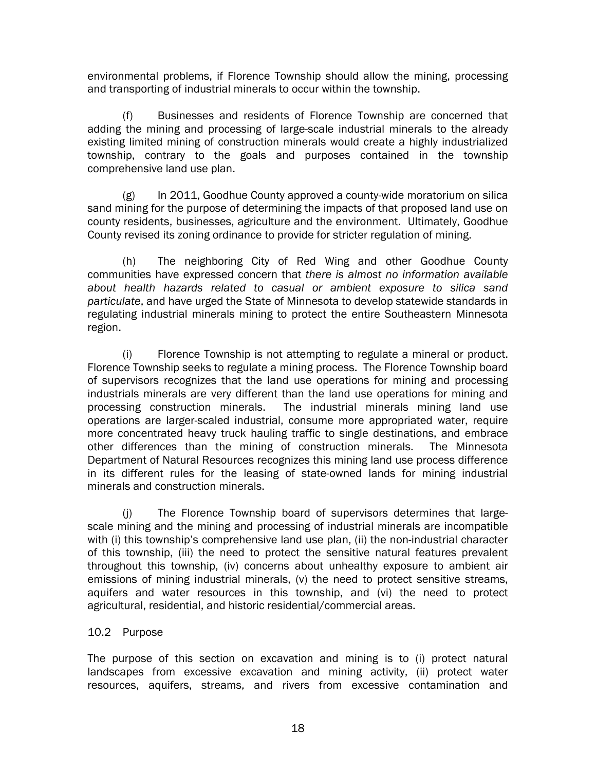environmental problems, if Florence Township should allow the mining, processing and transporting of industrial minerals to occur within the township.

(f) Businesses and residents of Florence Township are concerned that adding the mining and processing of large-scale industrial minerals to the already existing limited mining of construction minerals would create a highly industrialized township, contrary to the goals and purposes contained in the township comprehensive land use plan.

(g) In 2011, Goodhue County approved a county-wide moratorium on silica sand mining for the purpose of determining the impacts of that proposed land use on county residents, businesses, agriculture and the environment. Ultimately, Goodhue County revised its zoning ordinance to provide for stricter regulation of mining.

(h) The neighboring City of Red Wing and other Goodhue County communities have expressed concern that *there is almost no information available about health hazards related to casual or ambient exposure to silica sand particulate*, and have urged the State of Minnesota to develop statewide standards in regulating industrial minerals mining to protect the entire Southeastern Minnesota region.

(i) Florence Township is not attempting to regulate a mineral or product. Florence Township seeks to regulate a mining process. The Florence Township board of supervisors recognizes that the land use operations for mining and processing industrials minerals are very different than the land use operations for mining and processing construction minerals. The industrial minerals mining land use operations are larger-scaled industrial, consume more appropriated water, require more concentrated heavy truck hauling traffic to single destinations, and embrace other differences than the mining of construction minerals. The Minnesota Department of Natural Resources recognizes this mining land use process difference in its different rules for the leasing of state-owned lands for mining industrial minerals and construction minerals.

(j) The Florence Township board of supervisors determines that large-scale mining and the mining and processing of industrial minerals are incompatible with (i) this township's comprehensive land use plan, (ii) the non-industrial character of this township, (iii) the need to protect the sensitive natural features prevalent throughout this township, (iv) concerns about unhealthy exposure to ambient air emissions of mining industrial minerals, (v) the need to protect sensitive streams, aquifers and water resources in this township, and (vi) the need to protect agricultural, residential, and historic residential/commercial areas.

10.2 Purpose

The purpose of this section on excavation and mining is to (i) protect natural landscapes from excessive excavation and mining activity, (ii) protect water resources, aquifers, streams, and rivers from excessive contamination and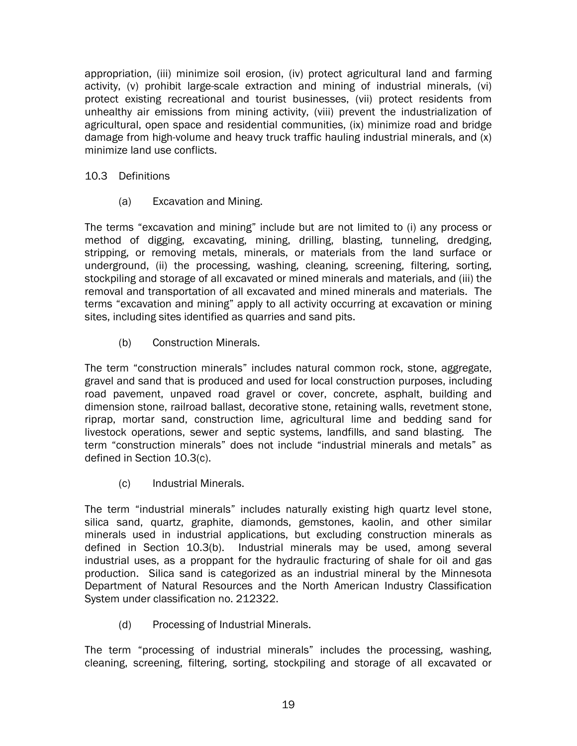appropriation, (iii) minimize soil erosion, (iv) protect agricultural land and farming activity, (v) prohibit large-scale extraction and mining of industrial minerals, (vi) protect existing recreational and tourist businesses, (vii) protect residents from unhealthy air emissions from mining activity, (viii) prevent the industrialization of agricultural, open space and residential communities, (ix) minimize road and bridge damage from high-volume and heavy truck traffic hauling industrial minerals, and (x) minimize land use conflicts.

10.3 Definitions

(a) Excavation and Mining.

The terms "excavation and mining" include but are not limited to (i) any process or method of digging, excavating, mining, drilling, blasting, tunneling, dredging, stripping, or removing metals, minerals, or materials from the land surface or underground, (ii) the processing, washing, cleaning, screening, filtering, sorting, stockpiling and storage of all excavated or mined minerals and materials, and (iii) the removal and transportation of all excavated and mined minerals and materials. The terms "excavation and mining" apply to all activity occurring at excavation or mining sites, including sites identified as quarries and sand pits.

(b) Construction Minerals.

The term "construction minerals" includes natural common rock, stone, aggregate, gravel and sand that is produced and used for local construction purposes, including road pavement, unpaved road gravel or cover, concrete, asphalt, building and dimension stone, railroad ballast, decorative stone, retaining walls, revetment stone, riprap, mortar sand, construction lime, agricultural lime and bedding sand for livestock operations, sewer and septic systems, landfills, and sand blasting. The term "construction minerals" does not include "industrial minerals and metals" as defined in Section 10.3(c).

(c) Industrial Minerals.

The term "industrial minerals" includes naturally existing high quartz level stone, silica sand, quartz, graphite, diamonds, gemstones, kaolin, and other similar minerals used in industrial applications, but excluding construction minerals as defined in Section 10.3(b). Industrial minerals may be used, among several industrial uses, as a proppant for the hydraulic fracturing of shale for oil and gas production. Silica sand is categorized as an industrial mineral by the Minnesota Department of Natural Resources and the North American Industry Classification System under classification no. 212322.

(d) Processing of Industrial Minerals.

The term "processing of industrial minerals" includes the processing, washing, cleaning, screening, filtering, sorting, stockpiling and storage of all excavated or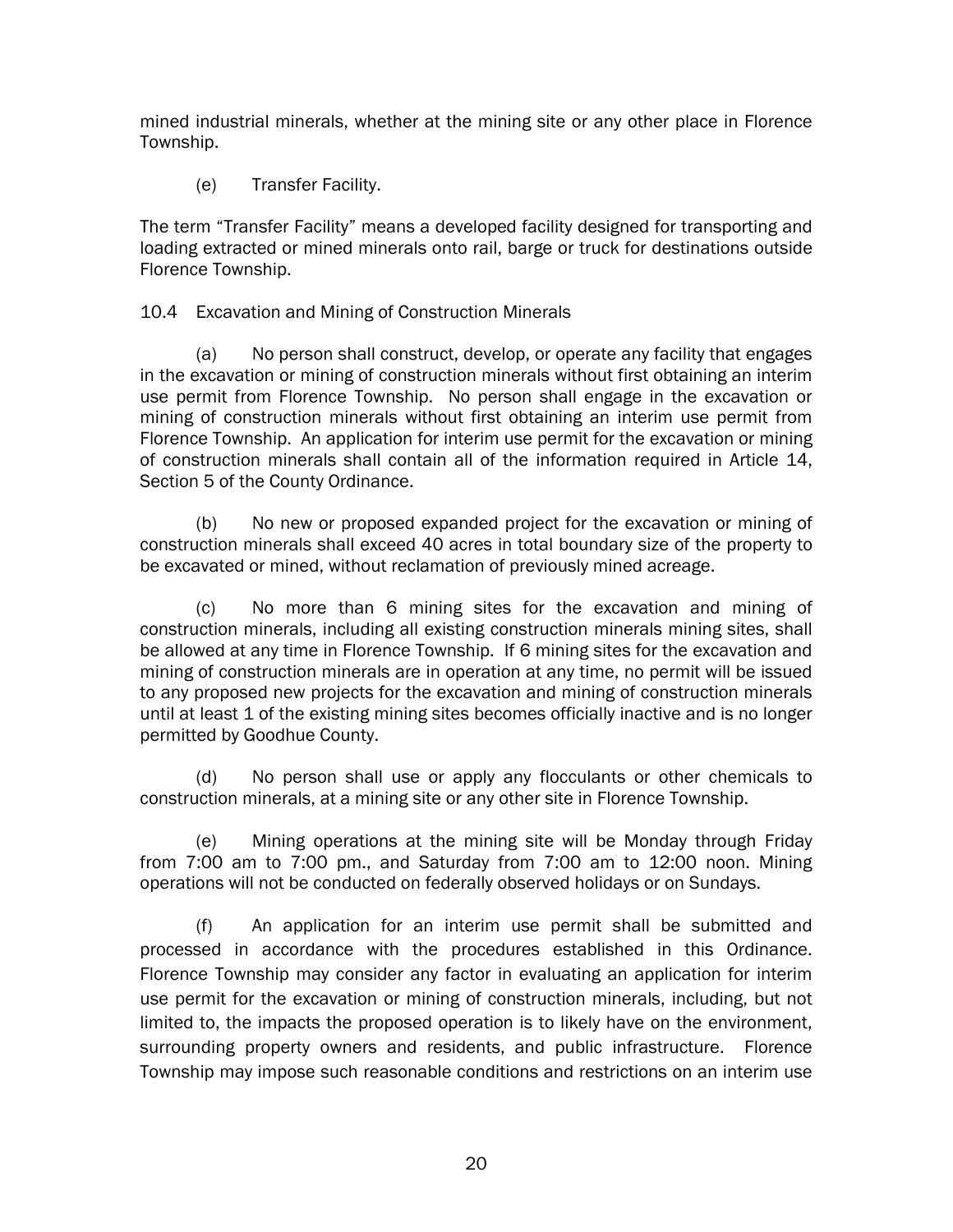mined industrial minerals, whether at the mining site or any other place in Florence Township.

(e) Transfer Facility.

The term “Transfer Facility” means a developed facility designed for transporting and loading extracted or mined minerals onto rail, barge or truck for destinations outside Florence Township.

10.4 Excavation and Mining of Construction Minerals

(a) No person shall construct, develop, or operate any facility that engages in the excavation or mining of construction minerals without first obtaining an interim use permit from Florence Township. No person shall engage in the excavation or mining of construction minerals without first obtaining an interim use permit from Florence Township. An application for interim use permit for the excavation or mining of construction minerals shall contain all of the information required in Article 14, Section 5 of the County Ordinance.

(b) No new or proposed expanded project for the excavation or mining of construction minerals shall exceed 40 acres in total boundary size of the property to be excavated or mined, without reclamation of previously mined acreage.

(c) No more than 6 mining sites for the excavation and mining of construction minerals, including all existing construction minerals mining sites, shall be allowed at any time in Florence Township. If 6 mining sites for the excavation and mining of construction minerals are in operation at any time, no permit will be issued to any proposed new projects for the excavation and mining of construction minerals until at least 1 of the existing mining sites becomes officially inactive and is no longer permitted by Goodhue County.

(d) No person shall use or apply any flocculants or other chemicals to construction minerals, at a mining site or any other site in Florence Township.

(e) Mining operations at the mining site will be Monday through Friday from 7:00 am to 7:00 pm., and Saturday from 7:00 am to 12:00 noon. Mining operations will not be conducted on federally observed holidays or on Sundays.

(f) An application for an interim use permit shall be submitted and processed in accordance with the procedures established in this Ordinance. Florence Township may consider any factor in evaluating an application for interim use permit for the excavation or mining of construction minerals, including, but not limited to, the impacts the proposed operation is to likely have on the environment, surrounding property owners and residents, and public infrastructure. Florence Township may impose such reasonable conditions and restrictions on an interim use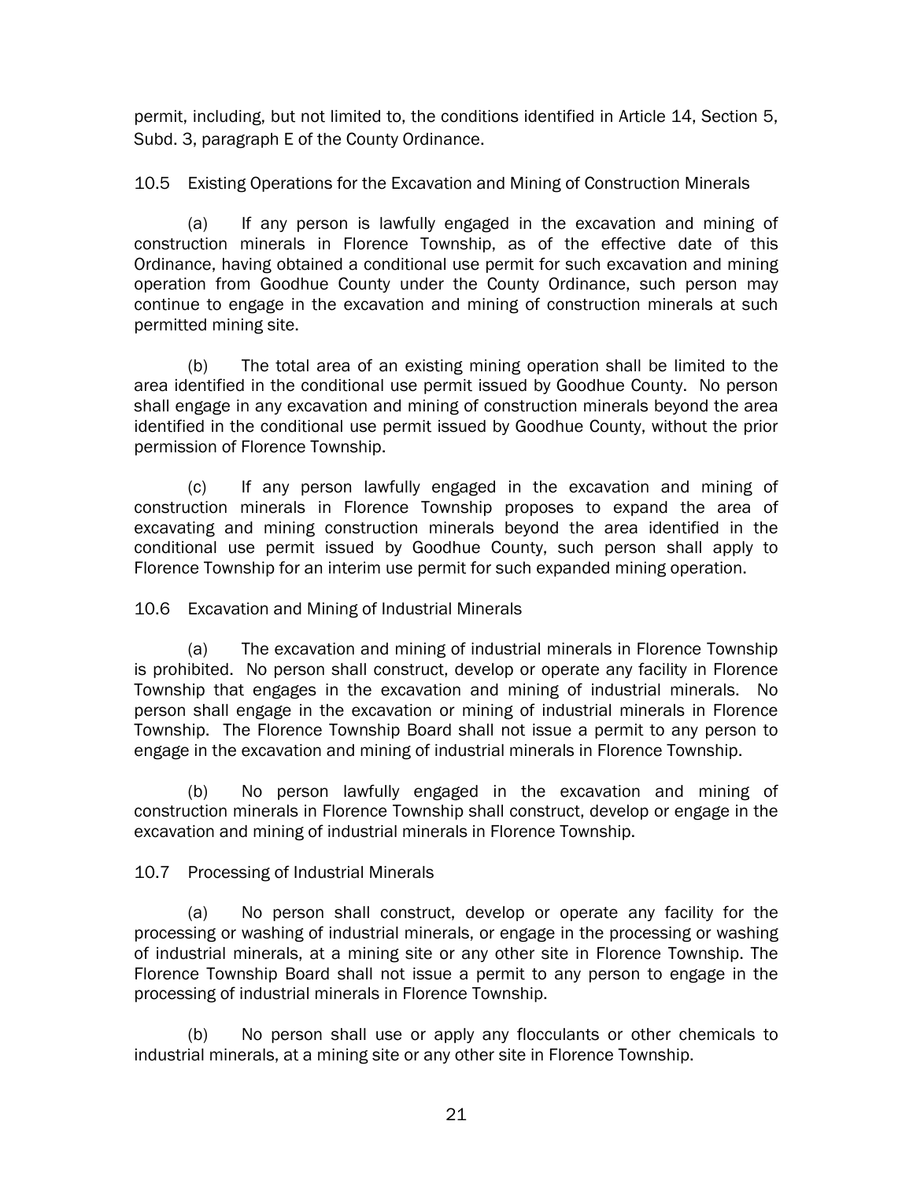permit, including, but not limited to, the conditions identified in Article 14, Section 5, Subd. 3, paragraph E of the County Ordinance.

### 10.5 Existing Operations for the Excavation and Mining of Construction Minerals

(a) If any person is lawfully engaged in the excavation and mining of construction minerals in Florence Township, as of the effective date of this Ordinance, having obtained a conditional use permit for such excavation and mining operation from Goodhue County under the County Ordinance, such person may continue to engage in the excavation and mining of construction minerals at such permitted mining site.

(b) The total area of an existing mining operation shall be limited to the area identified in the conditional use permit issued by Goodhue County. No person shall engage in any excavation and mining of construction minerals beyond the area identified in the conditional use permit issued by Goodhue County, without the prior permission of Florence Township.

(c) If any person lawfully engaged in the excavation and mining of construction minerals in Florence Township proposes to expand the area of excavating and mining construction minerals beyond the area identified in the conditional use permit issued by Goodhue County, such person shall apply to Florence Township for an interim use permit for such expanded mining operation.

### 10.6 Excavation and Mining of Industrial Minerals

(a) The excavation and mining of industrial minerals in Florence Township is prohibited. No person shall construct, develop or operate any facility in Florence Township that engages in the excavation and mining of industrial minerals. No person shall engage in the excavation or mining of industrial minerals in Florence Township. The Florence Township Board shall not issue a permit to any person to engage in the excavation and mining of industrial minerals in Florence Township.

(b) No person lawfully engaged in the excavation and mining of construction minerals in Florence Township shall construct, develop or engage in the excavation and mining of industrial minerals in Florence Township.

### 10.7 Processing of Industrial Minerals

(a) No person shall construct, develop or operate any facility for the processing or washing of industrial minerals, or engage in the processing or washing of industrial minerals, at a mining site or any other site in Florence Township. The Florence Township Board shall not issue a permit to any person to engage in the processing of industrial minerals in Florence Township.

(b) No person shall use or apply any flocculants or other chemicals to industrial minerals, at a mining site or any other site in Florence Township.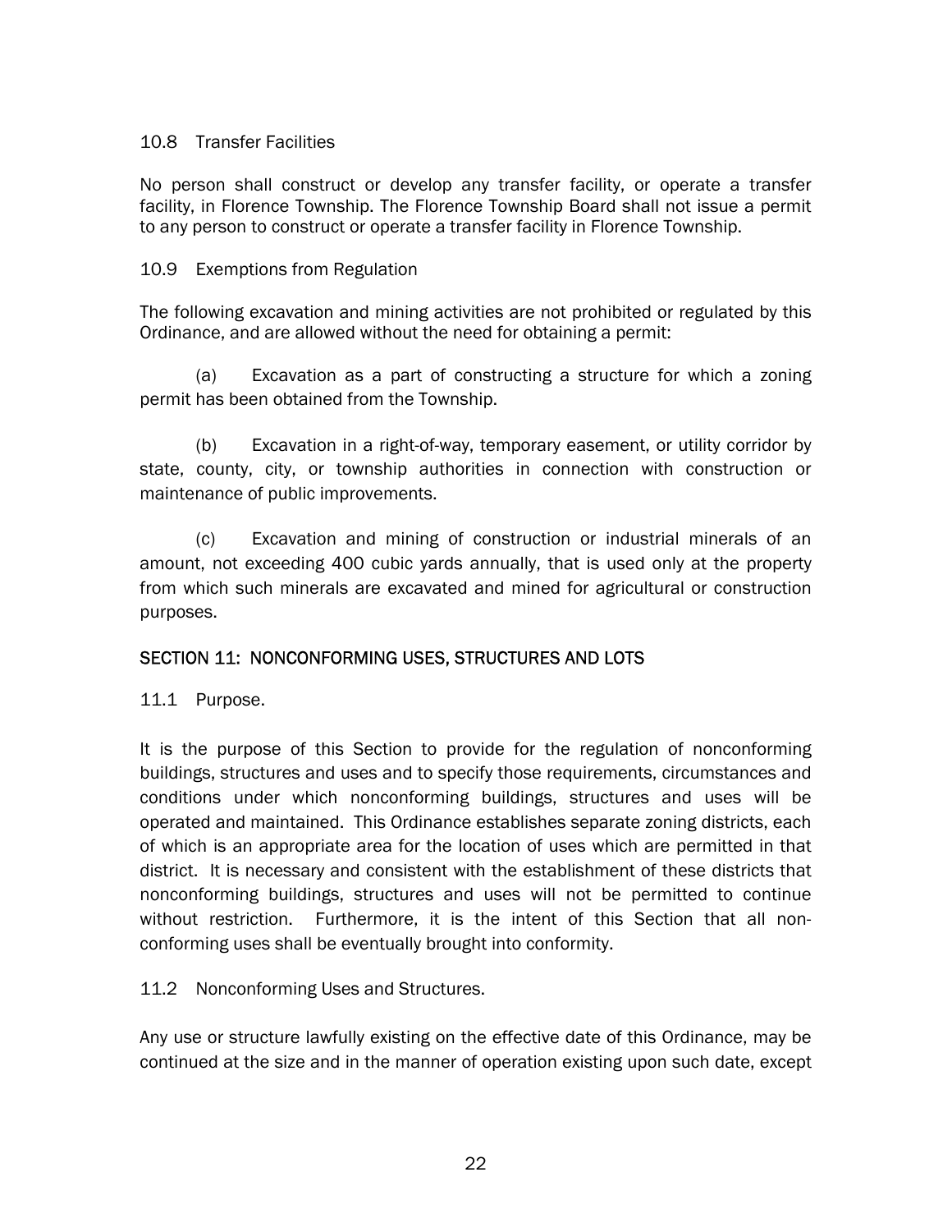### 10.8 Transfer Facilities

No person shall construct or develop any transfer facility, or operate a transfer facility, in Florence Township. The Florence Township Board shall not issue a permit to any person to construct or operate a transfer facility in Florence Township.

### 10.9 Exemptions from Regulation

The following excavation and mining activities are not prohibited or regulated by this Ordinance, and are allowed without the need for obtaining a permit:

(a) Excavation as a part of constructing a structure for which a zoning permit has been obtained from the Township.

(b) Excavation in a right-of-way, temporary easement, or utility corridor by state, county, city, or township authorities in connection with construction or maintenance of public improvements.

(c) Excavation and mining of construction or industrial minerals of an amount, not exceeding 400 cubic yards annually, that is used only at the property from which such minerals are excavated and mined for agricultural or construction purposes.

## SECTION 11: NONCONFORMING USES, STRUCTURES AND LOTS

### 11.1 Purpose.

It is the purpose of this Section to provide for the regulation of nonconforming buildings, structures and uses and to specify those requirements, circumstances and conditions under which nonconforming buildings, structures and uses will be operated and maintained. This Ordinance establishes separate zoning districts, each of which is an appropriate area for the location of uses which are permitted in that district. It is necessary and consistent with the establishment of these districts that nonconforming buildings, structures and uses will not be permitted to continue without restriction. Furthermore, it is the intent of this Section that all non-conforming uses shall be eventually brought into conformity.

### 11.2 Nonconforming Uses and Structures.

Any use or structure lawfully existing on the effective date of this Ordinance, may be continued at the size and in the manner of operation existing upon such date, except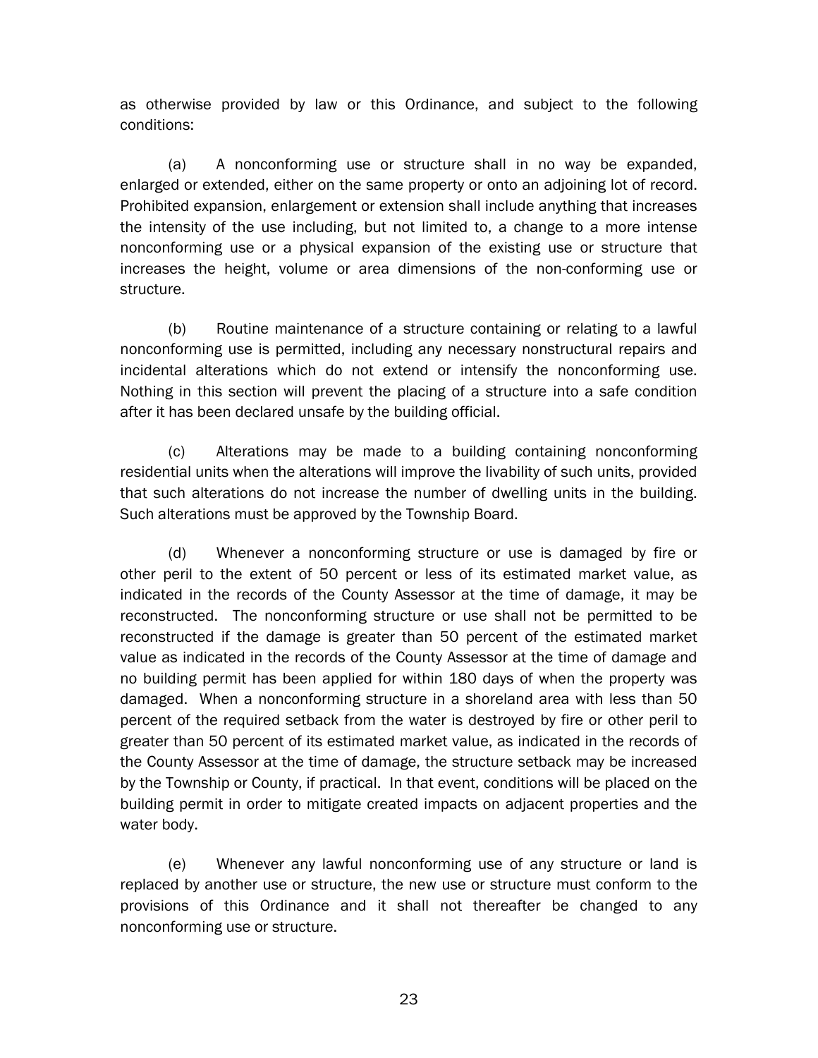as otherwise provided by law or this Ordinance, and subject to the following conditions:

(a) A nonconforming use or structure shall in no way be expanded, enlarged or extended, either on the same property or onto an adjoining lot of record. Prohibited expansion, enlargement or extension shall include anything that increases the intensity of the use including, but not limited to, a change to a more intense nonconforming use or a physical expansion of the existing use or structure that increases the height, volume or area dimensions of the non-conforming use or structure.

(b) Routine maintenance of a structure containing or relating to a lawful nonconforming use is permitted, including any necessary nonstructural repairs and incidental alterations which do not extend or intensify the nonconforming use. Nothing in this section will prevent the placing of a structure into a safe condition after it has been declared unsafe by the building official.

(c) Alterations may be made to a building containing nonconforming residential units when the alterations will improve the livability of such units, provided that such alterations do not increase the number of dwelling units in the building. Such alterations must be approved by the Township Board.

(d) Whenever a nonconforming structure or use is damaged by fire or other peril to the extent of 50 percent or less of its estimated market value, as indicated in the records of the County Assessor at the time of damage, it may be reconstructed. The nonconforming structure or use shall not be permitted to be reconstructed if the damage is greater than 50 percent of the estimated market value as indicated in the records of the County Assessor at the time of damage and no building permit has been applied for within 180 days of when the property was damaged. When a nonconforming structure in a shoreland area with less than 50 percent of the required setback from the water is destroyed by fire or other peril to greater than 50 percent of its estimated market value, as indicated in the records of the County Assessor at the time of damage, the structure setback may be increased by the Township or County, if practical. In that event, conditions will be placed on the building permit in order to mitigate created impacts on adjacent properties and the water body.

(e) Whenever any lawful nonconforming use of any structure or land is replaced by another use or structure, the new use or structure must conform to the provisions of this Ordinance and it shall not thereafter be changed to any nonconforming use or structure.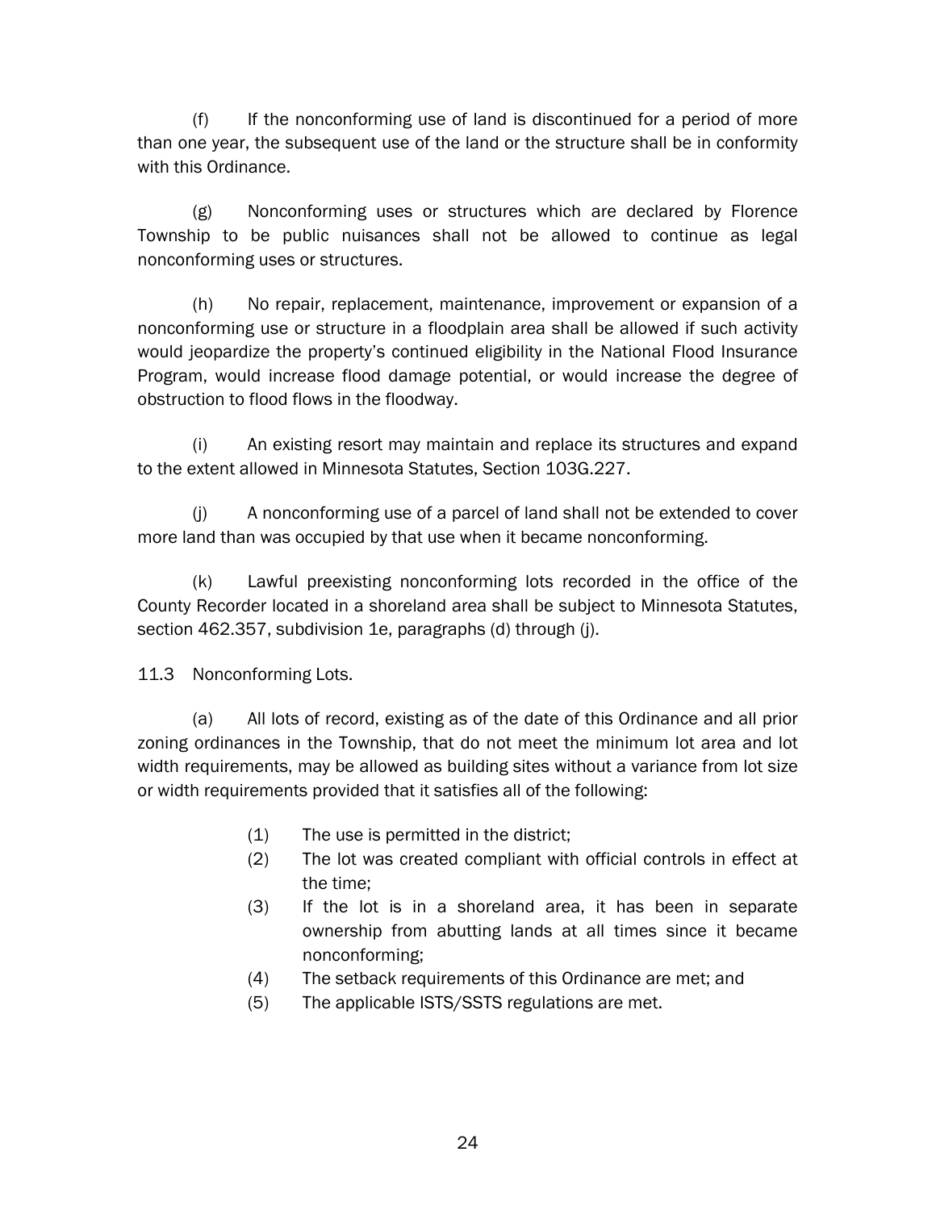(f) If the nonconforming use of land is discontinued for a period of more than one year, the subsequent use of the land or the structure shall be in conformity with this Ordinance.

(g) Nonconforming uses or structures which are declared by Florence Township to be public nuisances shall not be allowed to continue as legal nonconforming uses or structures.

(h) No repair, replacement, maintenance, improvement or expansion of a nonconforming use or structure in a floodplain area shall be allowed if such activity would jeopardize the property's continued eligibility in the National Flood Insurance Program, would increase flood damage potential, or would increase the degree of obstruction to flood flows in the floodway.

(i) An existing resort may maintain and replace its structures and expand to the extent allowed in Minnesota Statutes, Section 103G.227.

(j) A nonconforming use of a parcel of land shall not be extended to cover more land than was occupied by that use when it became nonconforming.

(k) Lawful preexisting nonconforming lots recorded in the office of the County Recorder located in a shoreland area shall be subject to Minnesota Statutes, section 462.357, subdivision 1e, paragraphs (d) through (j).

11.3 Nonconforming Lots.

(a) All lots of record, existing as of the date of this Ordinance and all prior zoning ordinances in the Township, that do not meet the minimum lot area and lot width requirements, may be allowed as building sites without a variance from lot size or width requirements provided that it satisfies all of the following:

(1) The use is permitted in the district;
(2) The lot was created compliant with official controls in effect at the time;
(3) If the lot is in a shoreland area, it has been in separate ownership from abutting lands at all times since it became nonconforming;
(4) The setback requirements of this Ordinance are met; and
(5) The applicable ISTS/SSTS regulations are met.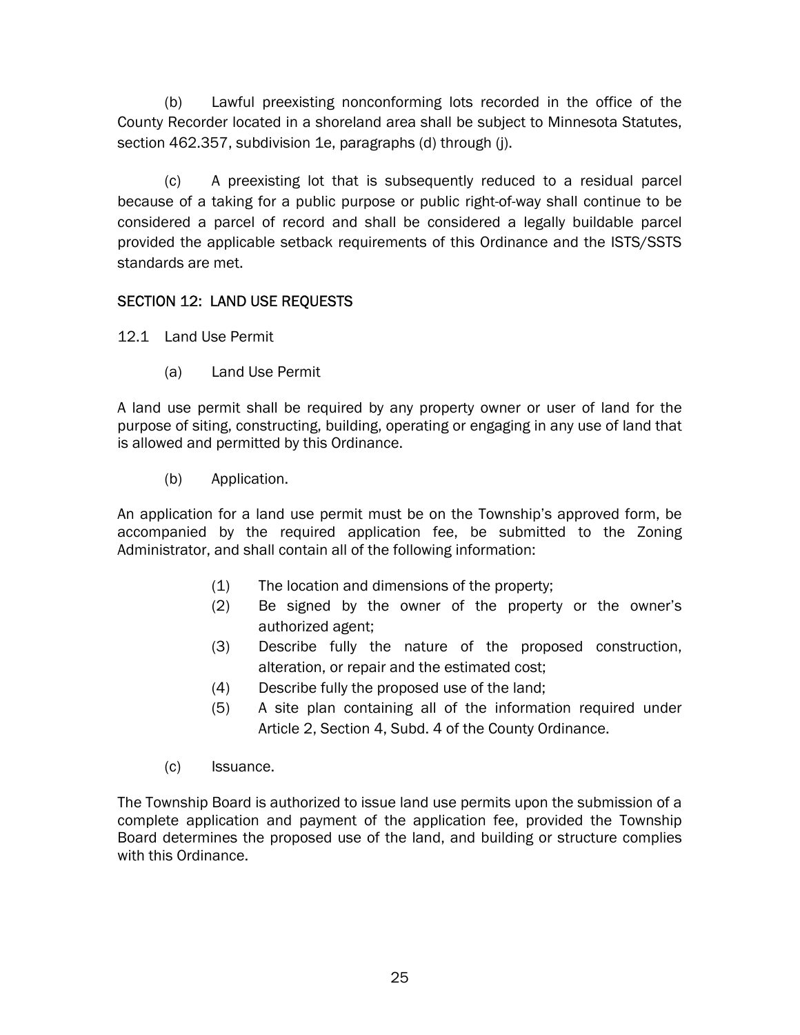(b) Lawful preexisting nonconforming lots recorded in the office of the County Recorder located in a shoreland area shall be subject to Minnesota Statutes, section 462.357, subdivision 1e, paragraphs (d) through (j).

(c) A preexisting lot that is subsequently reduced to a residual parcel because of a taking for a public purpose or public right-of-way shall continue to be considered a parcel of record and shall be considered a legally buildable parcel provided the applicable setback requirements of this Ordinance and the ISTS/SSTS standards are met.

## SECTION 12: LAND USE REQUESTS

12.1 Land Use Permit

(a) Land Use Permit

A land use permit shall be required by any property owner or user of land for the purpose of siting, constructing, building, operating or engaging in any use of land that is allowed and permitted by this Ordinance.

(b) Application.

An application for a land use permit must be on the Township's approved form, be accompanied by the required application fee, be submitted to the Zoning Administrator, and shall contain all of the following information:

(1) The location and dimensions of the property;
(2) Be signed by the owner of the property or the owner's authorized agent;
(3) Describe fully the nature of the proposed construction, alteration, or repair and the estimated cost;
(4) Describe fully the proposed use of the land;
(5) A site plan containing all of the information required under Article 2, Section 4, Subd. 4 of the County Ordinance.

(c) Issuance.

The Township Board is authorized to issue land use permits upon the submission of a complete application and payment of the application fee, provided the Township Board determines the proposed use of the land, and building or structure complies with this Ordinance.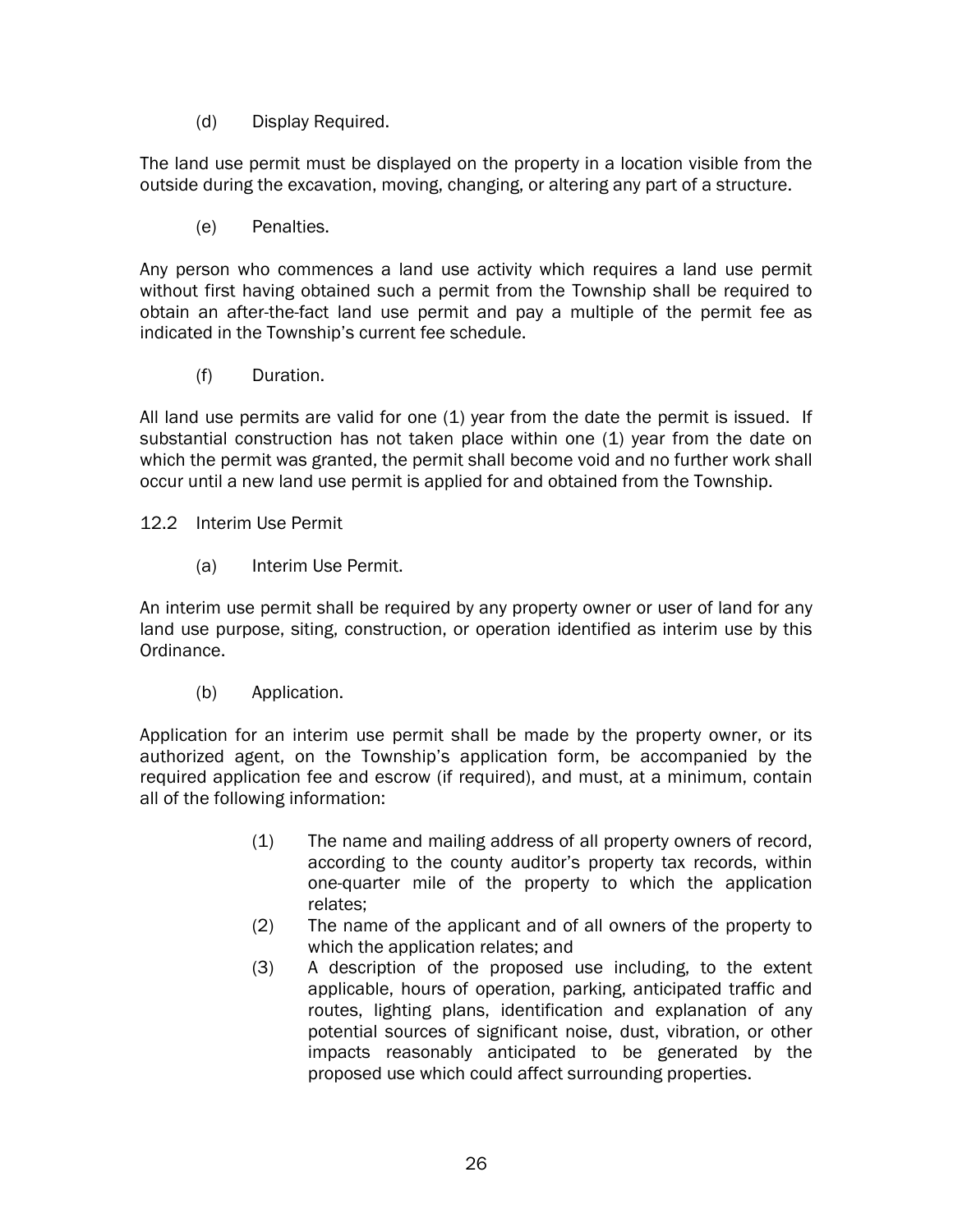(d) Display Required.

The land use permit must be displayed on the property in a location visible from the outside during the excavation, moving, changing, or altering any part of a structure.

(e) Penalties.

Any person who commences a land use activity which requires a land use permit without first having obtained such a permit from the Township shall be required to obtain an after-the-fact land use permit and pay a multiple of the permit fee as indicated in the Township's current fee schedule.

(f) Duration.

All land use permits are valid for one (1) year from the date the permit is issued. If substantial construction has not taken place within one (1) year from the date on which the permit was granted, the permit shall become void and no further work shall occur until a new land use permit is applied for and obtained from the Township.

12.2 Interim Use Permit

(a) Interim Use Permit.

An interim use permit shall be required by any property owner or user of land for any land use purpose, siting, construction, or operation identified as interim use by this Ordinance.

(b) Application.

Application for an interim use permit shall be made by the property owner, or its authorized agent, on the Township's application form, be accompanied by the required application fee and escrow (if required), and must, at a minimum, contain all of the following information:

(1) The name and mailing address of all property owners of record, according to the county auditor's property tax records, within one-quarter mile of the property to which the application relates;

(2) The name of the applicant and of all owners of the property to which the application relates; and

(3) A description of the proposed use including, to the extent applicable, hours of operation, parking, anticipated traffic and routes, lighting plans, identification and explanation of any potential sources of significant noise, dust, vibration, or other impacts reasonably anticipated to be generated by the proposed use which could affect surrounding properties.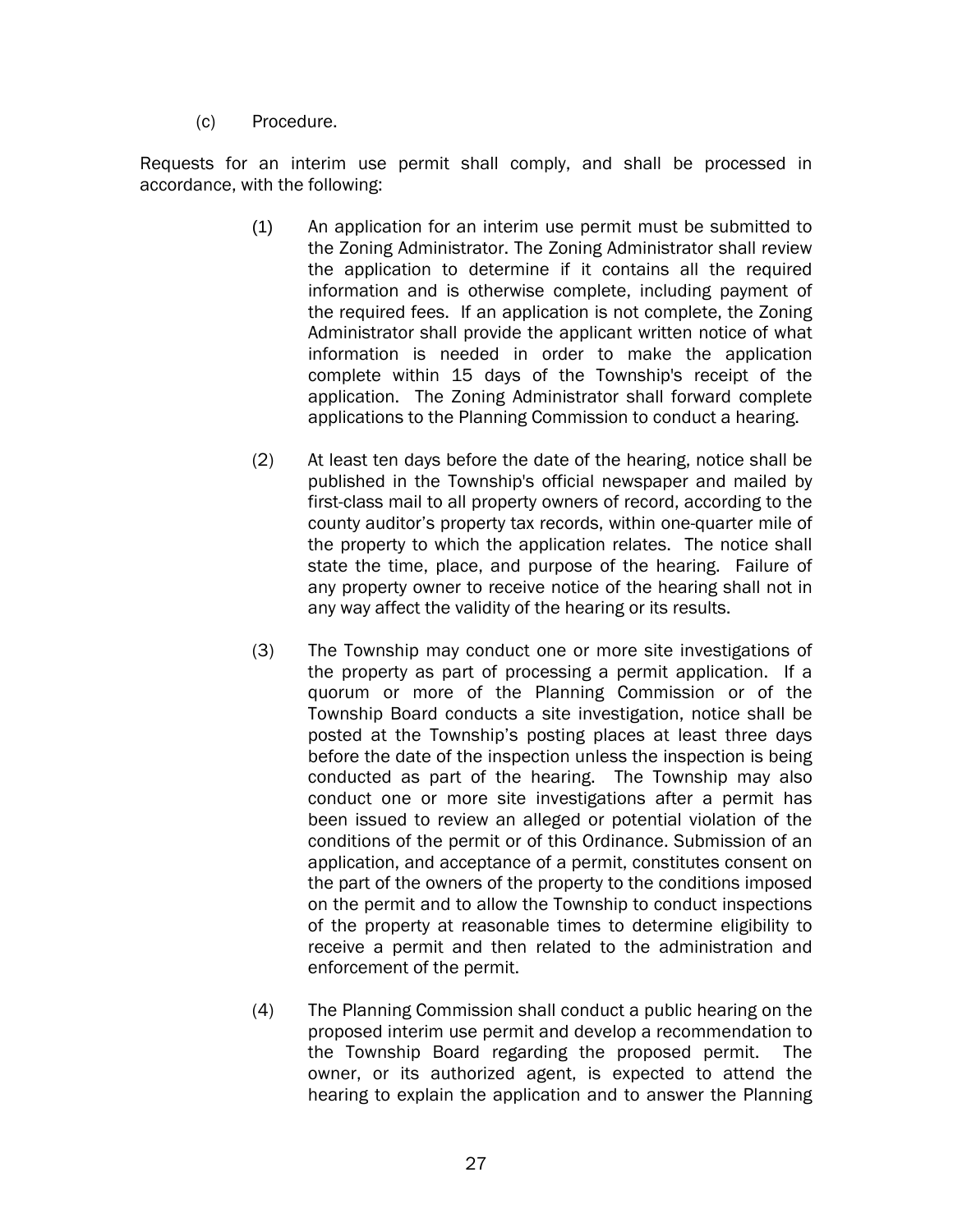(c) Procedure.

Requests for an interim use permit shall comply, and shall be processed in accordance, with the following:

(1) An application for an interim use permit must be submitted to the Zoning Administrator. The Zoning Administrator shall review the application to determine if it contains all the required information and is otherwise complete, including payment of the required fees. If an application is not complete, the Zoning Administrator shall provide the applicant written notice of what information is needed in order to make the application complete within 15 days of the Township's receipt of the application. The Zoning Administrator shall forward complete applications to the Planning Commission to conduct a hearing.

(2) At least ten days before the date of the hearing, notice shall be published in the Township's official newspaper and mailed by first-class mail to all property owners of record, according to the county auditor's property tax records, within one-quarter mile of the property to which the application relates. The notice shall state the time, place, and purpose of the hearing. Failure of any property owner to receive notice of the hearing shall not in any way affect the validity of the hearing or its results.

(3) The Township may conduct one or more site investigations of the property as part of processing a permit application. If a quorum or more of the Planning Commission or of the Township Board conducts a site investigation, notice shall be posted at the Township's posting places at least three days before the date of the inspection unless the inspection is being conducted as part of the hearing. The Township may also conduct one or more site investigations after a permit has been issued to review an alleged or potential violation of the conditions of the permit or of this Ordinance. Submission of an application, and acceptance of a permit, constitutes consent on the part of the owners of the property to the conditions imposed on the permit and to allow the Township to conduct inspections of the property at reasonable times to determine eligibility to receive a permit and then related to the administration and enforcement of the permit.

(4) The Planning Commission shall conduct a public hearing on the proposed interim use permit and develop a recommendation to the Township Board regarding the proposed permit. The owner, or its authorized agent, is expected to attend the hearing to explain the application and to answer the Planning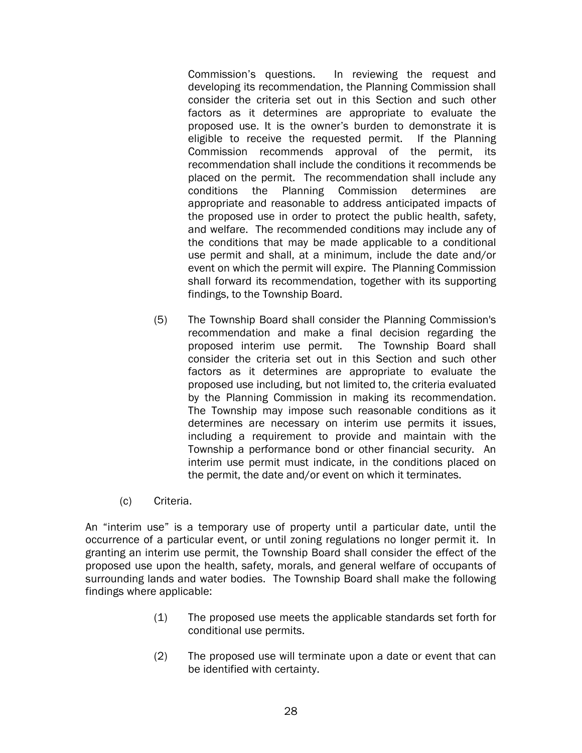Commission's questions. In reviewing the request and developing its recommendation, the Planning Commission shall consider the criteria set out in this Section and such other factors as it determines are appropriate to evaluate the proposed use. It is the owner's burden to demonstrate it is eligible to receive the requested permit. If the Planning Commission recommends approval of the permit, its recommendation shall include the conditions it recommends be placed on the permit. The recommendation shall include any conditions the Planning Commission determines are appropriate and reasonable to address anticipated impacts of the proposed use in order to protect the public health, safety, and welfare. The recommended conditions may include any of the conditions that may be made applicable to a conditional use permit and shall, at a minimum, include the date and/or event on which the permit will expire. The Planning Commission shall forward its recommendation, together with its supporting findings, to the Township Board.

(5) The Township Board shall consider the Planning Commission's recommendation and make a final decision regarding the proposed interim use permit. The Township Board shall consider the criteria set out in this Section and such other factors as it determines are appropriate to evaluate the proposed use including, but not limited to, the criteria evaluated by the Planning Commission in making its recommendation. The Township may impose such reasonable conditions as it determines are necessary on interim use permits it issues, including a requirement to provide and maintain with the Township a performance bond or other financial security. An interim use permit must indicate, in the conditions placed on the permit, the date and/or event on which it terminates.

(c) Criteria.

An "interim use" is a temporary use of property until a particular date, until the occurrence of a particular event, or until zoning regulations no longer permit it. In granting an interim use permit, the Township Board shall consider the effect of the proposed use upon the health, safety, morals, and general welfare of occupants of surrounding lands and water bodies. The Township Board shall make the following findings where applicable:

(1) The proposed use meets the applicable standards set forth for conditional use permits.

(2) The proposed use will terminate upon a date or event that can be identified with certainty.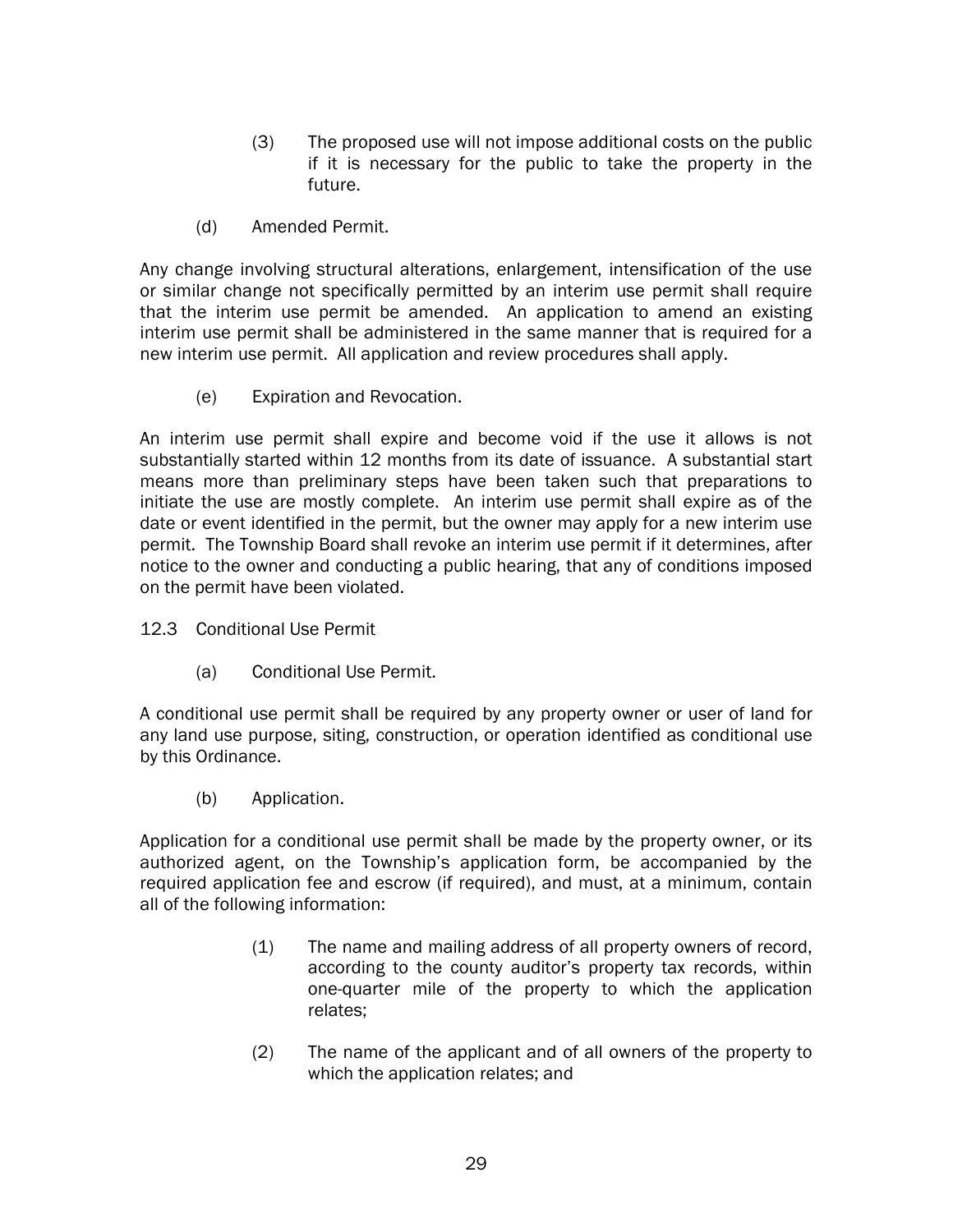(3) The proposed use will not impose additional costs on the public if it is necessary for the public to take the property in the future.

(d) Amended Permit.

Any change involving structural alterations, enlargement, intensification of the use or similar change not specifically permitted by an interim use permit shall require that the interim use permit be amended. An application to amend an existing interim use permit shall be administered in the same manner that is required for a new interim use permit. All application and review procedures shall apply.

(e) Expiration and Revocation.

An interim use permit shall expire and become void if the use it allows is not substantially started within 12 months from its date of issuance. A substantial start means more than preliminary steps have been taken such that preparations to initiate the use are mostly complete. An interim use permit shall expire as of the date or event identified in the permit, but the owner may apply for a new interim use permit. The Township Board shall revoke an interim use permit if it determines, after notice to the owner and conducting a public hearing, that any of conditions imposed on the permit have been violated.

12.3 Conditional Use Permit

(a) Conditional Use Permit.

A conditional use permit shall be required by any property owner or user of land for any land use purpose, siting, construction, or operation identified as conditional use by this Ordinance.

(b) Application.

Application for a conditional use permit shall be made by the property owner, or its authorized agent, on the Township's application form, be accompanied by the required application fee and escrow (if required), and must, at a minimum, contain all of the following information:

(1) The name and mailing address of all property owners of record, according to the county auditor's property tax records, within one-quarter mile of the property to which the application relates;

(2) The name of the applicant and of all owners of the property to which the application relates; and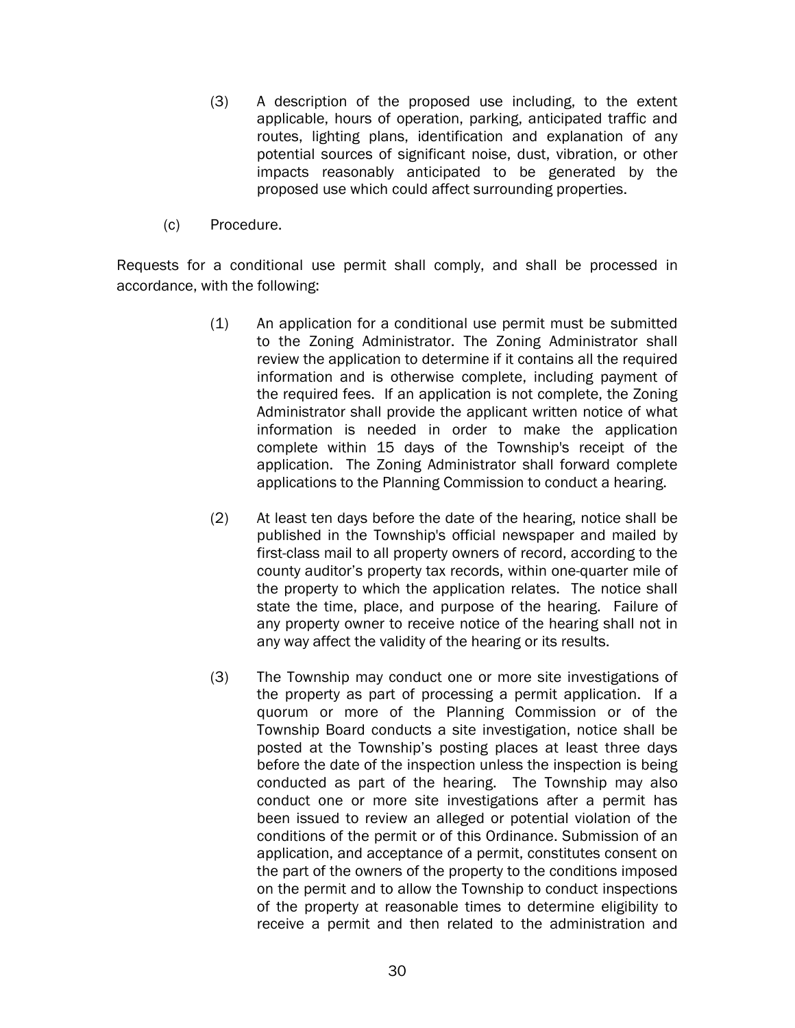(3) A description of the proposed use including, to the extent applicable, hours of operation, parking, anticipated traffic and routes, lighting plans, identification and explanation of any potential sources of significant noise, dust, vibration, or other impacts reasonably anticipated to be generated by the proposed use which could affect surrounding properties.

(c) Procedure.

Requests for a conditional use permit shall comply, and shall be processed in accordance, with the following:

(1) An application for a conditional use permit must be submitted to the Zoning Administrator. The Zoning Administrator shall review the application to determine if it contains all the required information and is otherwise complete, including payment of the required fees. If an application is not complete, the Zoning Administrator shall provide the applicant written notice of what information is needed in order to make the application complete within 15 days of the Township's receipt of the application. The Zoning Administrator shall forward complete applications to the Planning Commission to conduct a hearing.

(2) At least ten days before the date of the hearing, notice shall be published in the Township's official newspaper and mailed by first-class mail to all property owners of record, according to the county auditor's property tax records, within one-quarter mile of the property to which the application relates. The notice shall state the time, place, and purpose of the hearing. Failure of any property owner to receive notice of the hearing shall not in any way affect the validity of the hearing or its results.

(3) The Township may conduct one or more site investigations of the property as part of processing a permit application. If a quorum or more of the Planning Commission or of the Township Board conducts a site investigation, notice shall be posted at the Township's posting places at least three days before the date of the inspection unless the inspection is being conducted as part of the hearing. The Township may also conduct one or more site investigations after a permit has been issued to review an alleged or potential violation of the conditions of the permit or of this Ordinance. Submission of an application, and acceptance of a permit, constitutes consent on the part of the owners of the property to the conditions imposed on the permit and to allow the Township to conduct inspections of the property at reasonable times to determine eligibility to receive a permit and then related to the administration and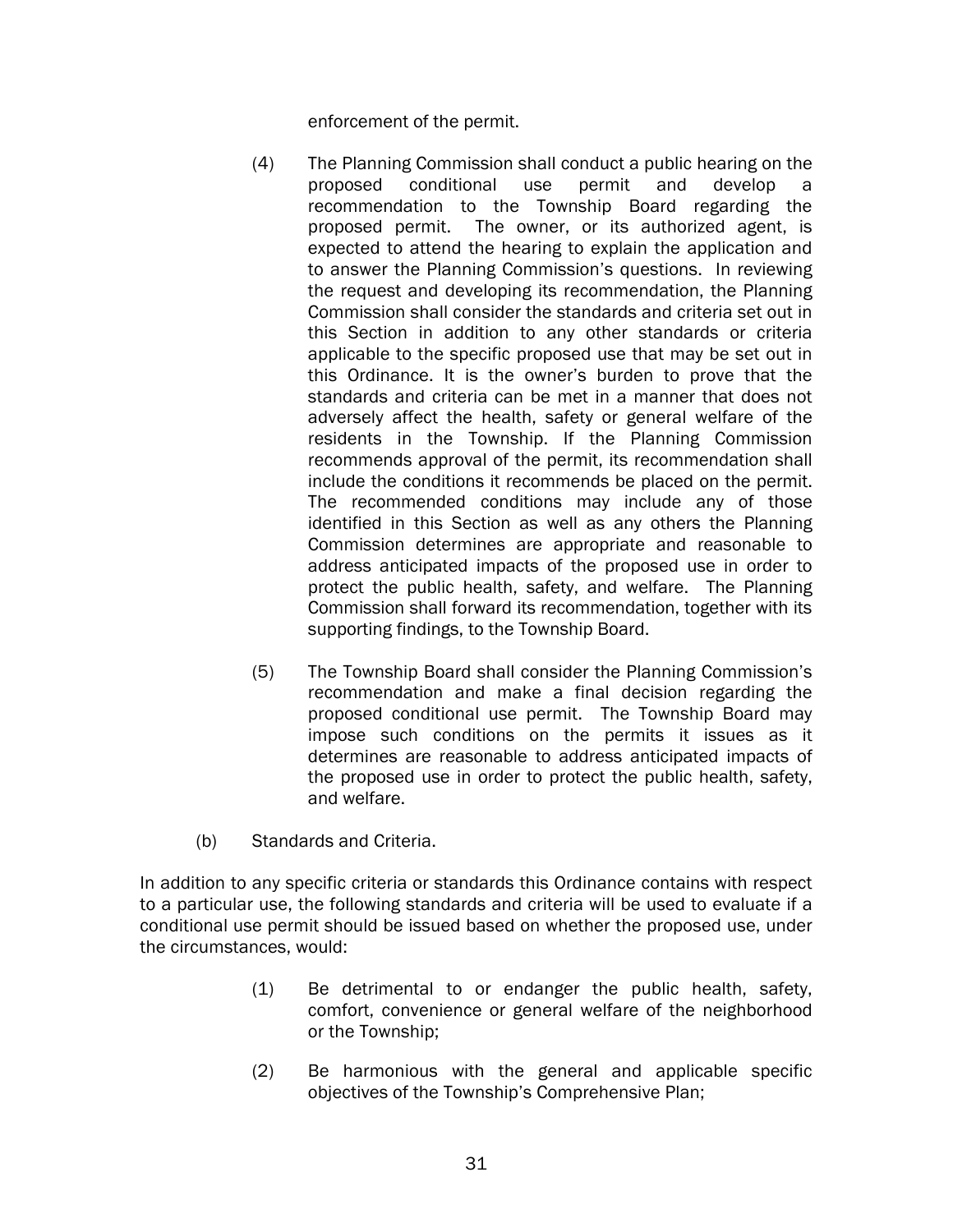enforcement of the permit.

(4) The Planning Commission shall conduct a public hearing on the proposed conditional use permit and develop a recommendation to the Township Board regarding the proposed permit. The owner, or its authorized agent, is expected to attend the hearing to explain the application and to answer the Planning Commission's questions. In reviewing the request and developing its recommendation, the Planning Commission shall consider the standards and criteria set out in this Section in addition to any other standards or criteria applicable to the specific proposed use that may be set out in this Ordinance. It is the owner's burden to prove that the standards and criteria can be met in a manner that does not adversely affect the health, safety or general welfare of the residents in the Township. If the Planning Commission recommends approval of the permit, its recommendation shall include the conditions it recommends be placed on the permit. The recommended conditions may include any of those identified in this Section as well as any others the Planning Commission determines are appropriate and reasonable to address anticipated impacts of the proposed use in order to protect the public health, safety, and welfare. The Planning Commission shall forward its recommendation, together with its supporting findings, to the Township Board.

(5) The Township Board shall consider the Planning Commission's recommendation and make a final decision regarding the proposed conditional use permit. The Township Board may impose such conditions on the permits it issues as it determines are reasonable to address anticipated impacts of the proposed use in order to protect the public health, safety, and welfare.

(b) Standards and Criteria.

In addition to any specific criteria or standards this Ordinance contains with respect to a particular use, the following standards and criteria will be used to evaluate if a conditional use permit should be issued based on whether the proposed use, under the circumstances, would:

(1) Be detrimental to or endanger the public health, safety, comfort, convenience or general welfare of the neighborhood or the Township;

(2) Be harmonious with the general and applicable specific objectives of the Township's Comprehensive Plan;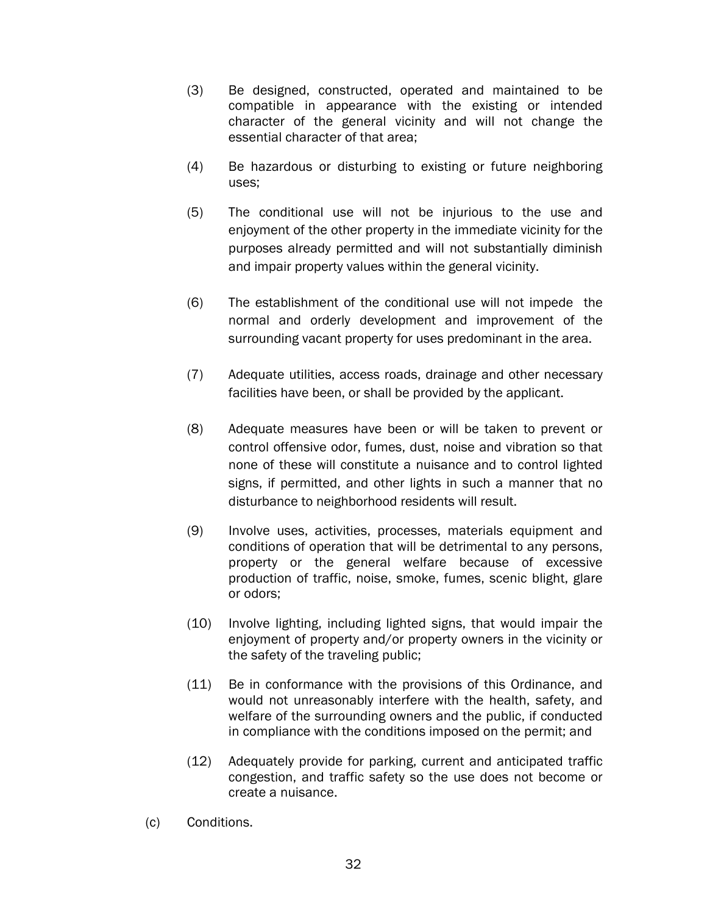(3) Be designed, constructed, operated and maintained to be compatible in appearance with the existing or intended character of the general vicinity and will not change the essential character of that area;

(4) Be hazardous or disturbing to existing or future neighboring uses;

(5) The conditional use will not be injurious to the use and enjoyment of the other property in the immediate vicinity for the purposes already permitted and will not substantially diminish and impair property values within the general vicinity.

(6) The establishment of the conditional use will not impede the normal and orderly development and improvement of the surrounding vacant property for uses predominant in the area.

(7) Adequate utilities, access roads, drainage and other necessary facilities have been, or shall be provided by the applicant.

(8) Adequate measures have been or will be taken to prevent or control offensive odor, fumes, dust, noise and vibration so that none of these will constitute a nuisance and to control lighted signs, if permitted, and other lights in such a manner that no disturbance to neighborhood residents will result.

(9) Involve uses, activities, processes, materials equipment and conditions of operation that will be detrimental to any persons, property or the general welfare because of excessive production of traffic, noise, smoke, fumes, scenic blight, glare or odors;

(10) Involve lighting, including lighted signs, that would impair the enjoyment of property and/or property owners in the vicinity or the safety of the traveling public;

(11) Be in conformance with the provisions of this Ordinance, and would not unreasonably interfere with the health, safety, and welfare of the surrounding owners and the public, if conducted in compliance with the conditions imposed on the permit; and

(12) Adequately provide for parking, current and anticipated traffic congestion, and traffic safety so the use does not become or create a nuisance.

(c) Conditions.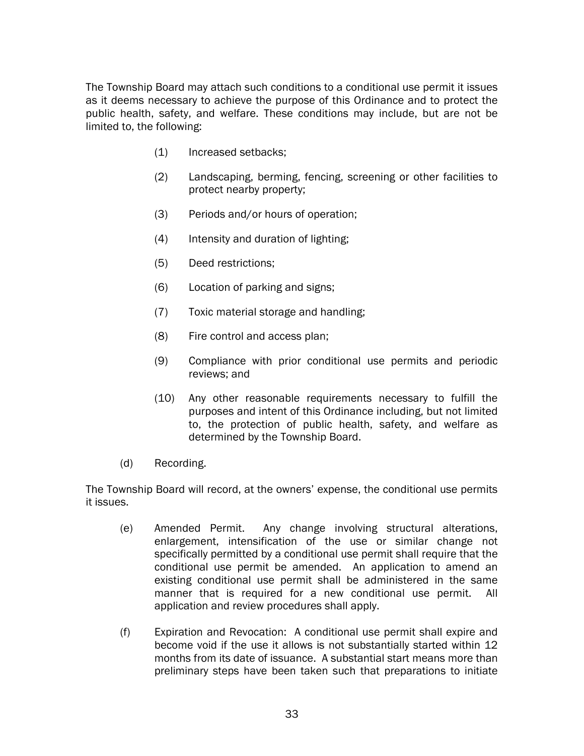The Township Board may attach such conditions to a conditional use permit it issues as it deems necessary to achieve the purpose of this Ordinance and to protect the public health, safety, and welfare. These conditions may include, but are not be limited to, the following:

(1) Increased setbacks;

(2) Landscaping, berming, fencing, screening or other facilities to protect nearby property;

(3) Periods and/or hours of operation;

(4) Intensity and duration of lighting;

(5) Deed restrictions;

(6) Location of parking and signs;

(7) Toxic material storage and handling;

(8) Fire control and access plan;

(9) Compliance with prior conditional use permits and periodic reviews; and

(10) Any other reasonable requirements necessary to fulfill the purposes and intent of this Ordinance including, but not limited to, the protection of public health, safety, and welfare as determined by the Township Board.

(d) Recording.

The Township Board will record, at the owners' expense, the conditional use permits it issues.

(e) Amended Permit. Any change involving structural alterations, enlargement, intensification of the use or similar change not specifically permitted by a conditional use permit shall require that the conditional use permit be amended. An application to amend an existing conditional use permit shall be administered in the same manner that is required for a new conditional use permit. All application and review procedures shall apply.

(f) Expiration and Revocation: A conditional use permit shall expire and become void if the use it allows is not substantially started within 12 months from its date of issuance. A substantial start means more than preliminary steps have been taken such that preparations to initiate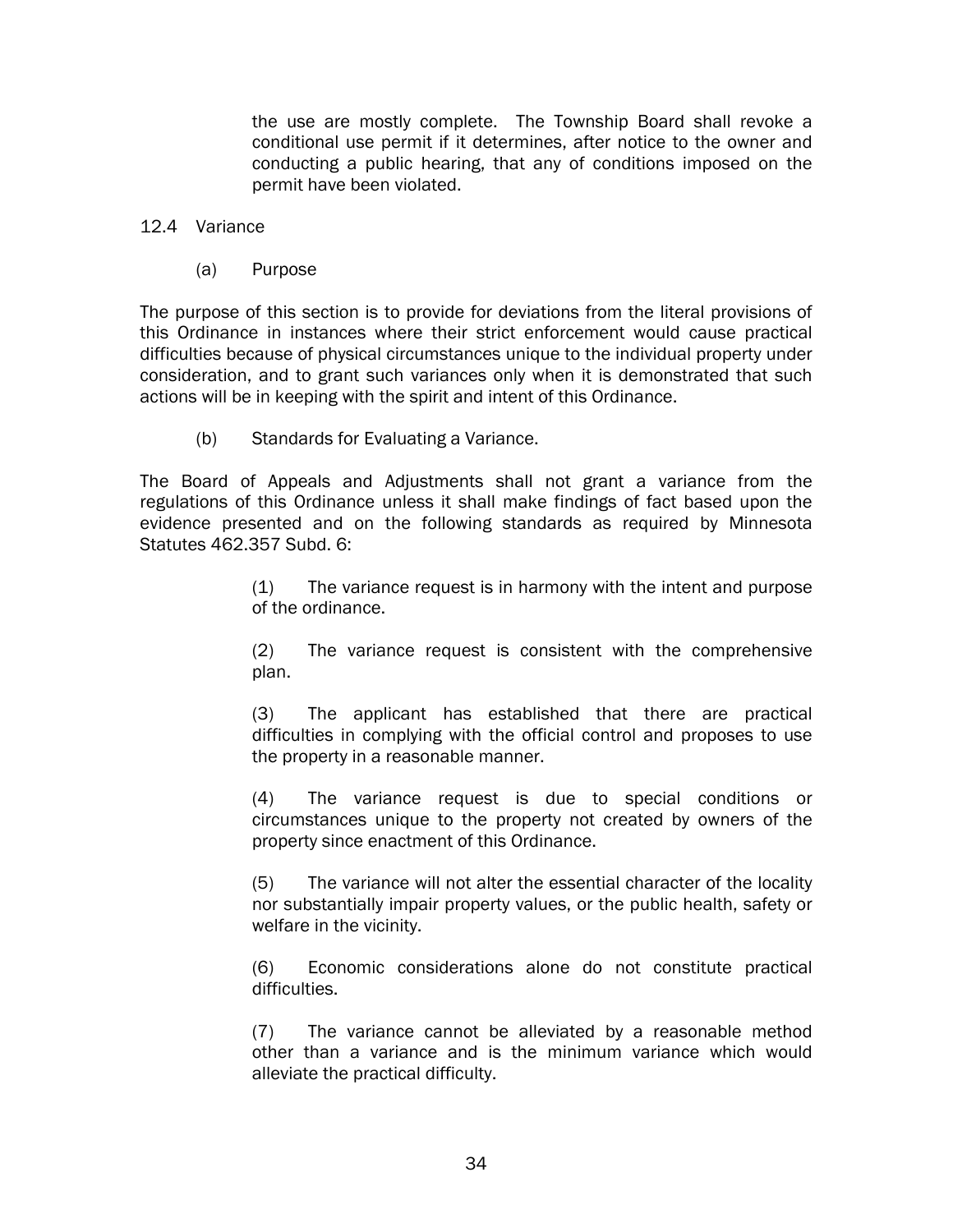the use are mostly complete. The Township Board shall revoke a conditional use permit if it determines, after notice to the owner and conducting a public hearing, that any of conditions imposed on the permit have been violated.

## 12.4 Variance

### (a) Purpose

The purpose of this section is to provide for deviations from the literal provisions of this Ordinance in instances where their strict enforcement would cause practical difficulties because of physical circumstances unique to the individual property under consideration, and to grant such variances only when it is demonstrated that such actions will be in keeping with the spirit and intent of this Ordinance.

### (b) Standards for Evaluating a Variance.

The Board of Appeals and Adjustments shall not grant a variance from the regulations of this Ordinance unless it shall make findings of fact based upon the evidence presented and on the following standards as required by Minnesota Statutes 462.357 Subd. 6:

(1) The variance request is in harmony with the intent and purpose of the ordinance.

(2) The variance request is consistent with the comprehensive plan.

(3) The applicant has established that there are practical difficulties in complying with the official control and proposes to use the property in a reasonable manner.

(4) The variance request is due to special conditions or circumstances unique to the property not created by owners of the property since enactment of this Ordinance.

(5) The variance will not alter the essential character of the locality nor substantially impair property values, or the public health, safety or welfare in the vicinity.

(6) Economic considerations alone do not constitute practical difficulties.

(7) The variance cannot be alleviated by a reasonable method other than a variance and is the minimum variance which would alleviate the practical difficulty.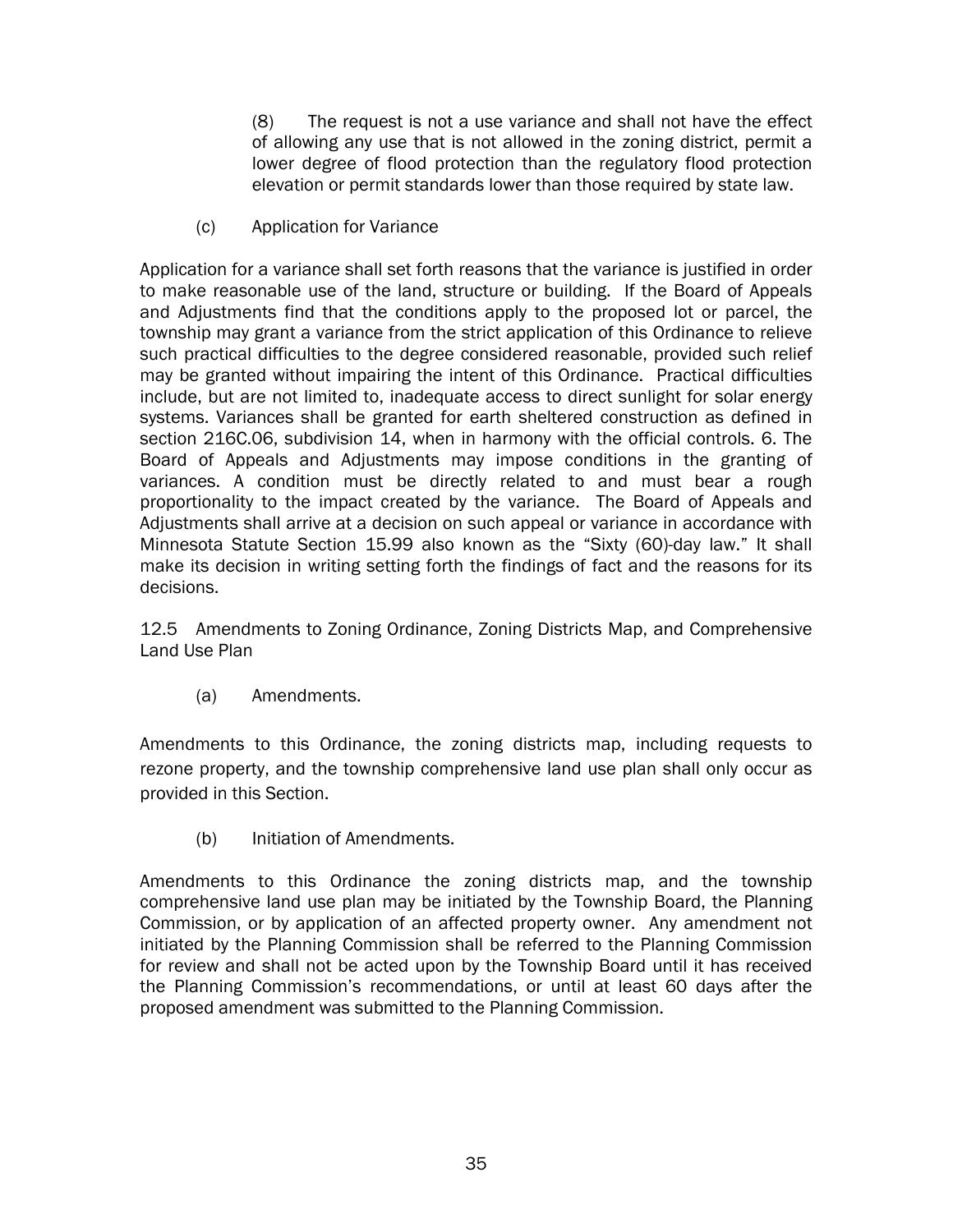(8) The request is not a use variance and shall not have the effect of allowing any use that is not allowed in the zoning district, permit a lower degree of flood protection than the regulatory flood protection elevation or permit standards lower than those required by state law.

(c) Application for Variance

Application for a variance shall set forth reasons that the variance is justified in order to make reasonable use of the land, structure or building. If the Board of Appeals and Adjustments find that the conditions apply to the proposed lot or parcel, the township may grant a variance from the strict application of this Ordinance to relieve such practical difficulties to the degree considered reasonable, provided such relief may be granted without impairing the intent of this Ordinance. Practical difficulties include, but are not limited to, inadequate access to direct sunlight for solar energy systems. Variances shall be granted for earth sheltered construction as defined in section 216C.06, subdivision 14, when in harmony with the official controls. 6. The Board of Appeals and Adjustments may impose conditions in the granting of variances. A condition must be directly related to and must bear a rough proportionality to the impact created by the variance. The Board of Appeals and Adjustments shall arrive at a decision on such appeal or variance in accordance with Minnesota Statute Section 15.99 also known as the "Sixty (60)-day law." It shall make its decision in writing setting forth the findings of fact and the reasons for its decisions.

12.5 Amendments to Zoning Ordinance, Zoning Districts Map, and Comprehensive Land Use Plan

(a) Amendments.

Amendments to this Ordinance, the zoning districts map, including requests to rezone property, and the township comprehensive land use plan shall only occur as provided in this Section.

(b) Initiation of Amendments.

Amendments to this Ordinance the zoning districts map, and the township comprehensive land use plan may be initiated by the Township Board, the Planning Commission, or by application of an affected property owner. Any amendment not initiated by the Planning Commission shall be referred to the Planning Commission for review and shall not be acted upon by the Township Board until it has received the Planning Commission's recommendations, or until at least 60 days after the proposed amendment was submitted to the Planning Commission.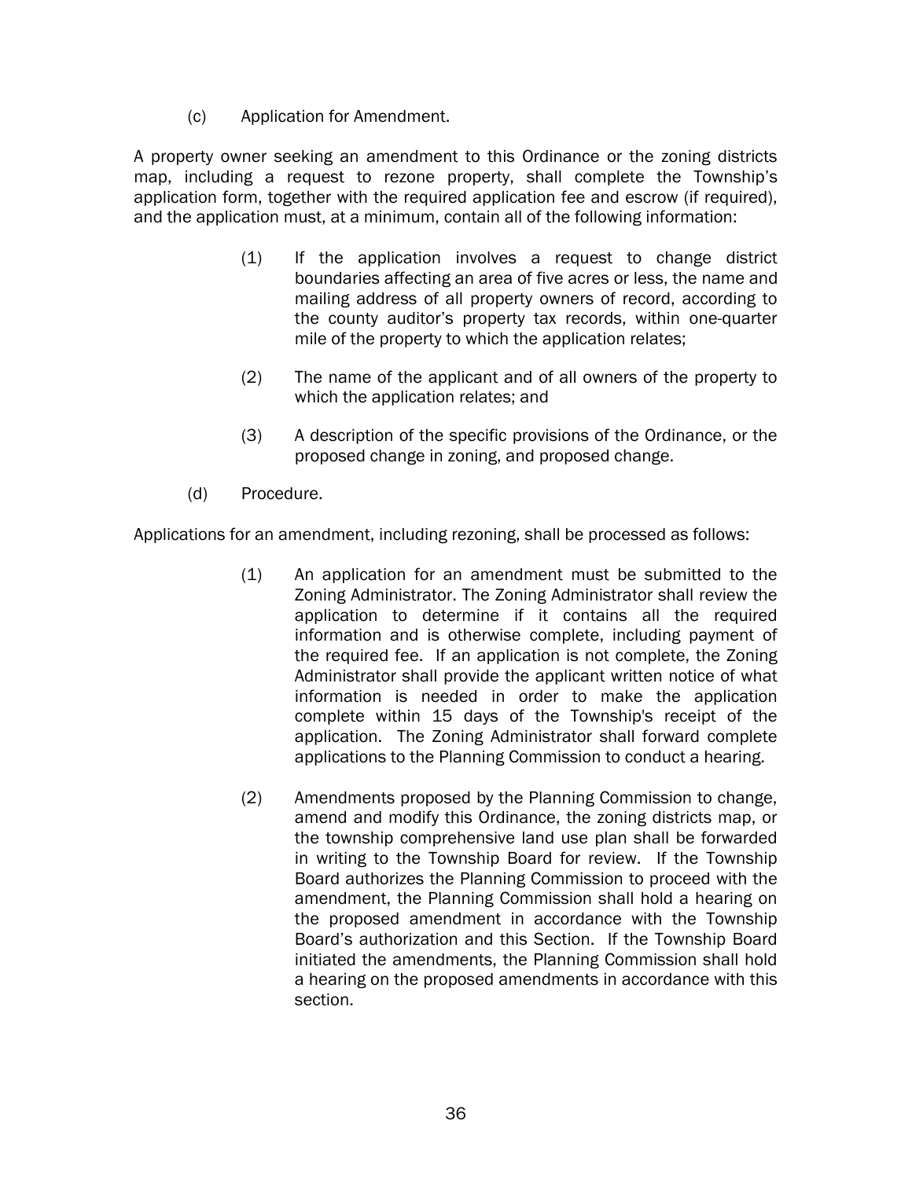(c) Application for Amendment.

A property owner seeking an amendment to this Ordinance or the zoning districts map, including a request to rezone property, shall complete the Township's application form, together with the required application fee and escrow (if required), and the application must, at a minimum, contain all of the following information:

(1) If the application involves a request to change district boundaries affecting an area of five acres or less, the name and mailing address of all property owners of record, according to the county auditor's property tax records, within one-quarter mile of the property to which the application relates;

(2) The name of the applicant and of all owners of the property to which the application relates; and

(3) A description of the specific provisions of the Ordinance, or the proposed change in zoning, and proposed change.

(d) Procedure.

Applications for an amendment, including rezoning, shall be processed as follows:

(1) An application for an amendment must be submitted to the Zoning Administrator. The Zoning Administrator shall review the application to determine if it contains all the required information and is otherwise complete, including payment of the required fee. If an application is not complete, the Zoning Administrator shall provide the applicant written notice of what information is needed in order to make the application complete within 15 days of the Township's receipt of the application. The Zoning Administrator shall forward complete applications to the Planning Commission to conduct a hearing.

(2) Amendments proposed by the Planning Commission to change, amend and modify this Ordinance, the zoning districts map, or the township comprehensive land use plan shall be forwarded in writing to the Township Board for review. If the Township Board authorizes the Planning Commission to proceed with the amendment, the Planning Commission shall hold a hearing on the proposed amendment in accordance with the Township Board's authorization and this Section. If the Township Board initiated the amendments, the Planning Commission shall hold a hearing on the proposed amendments in accordance with this section.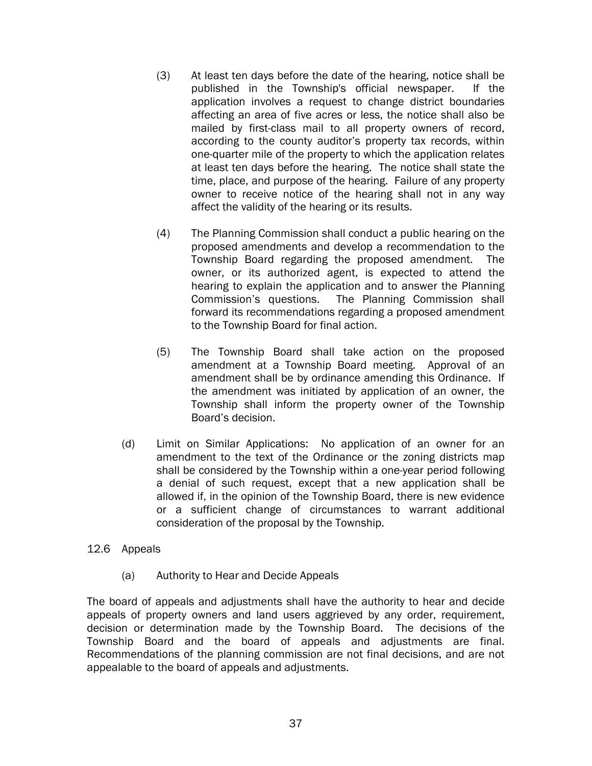(3) At least ten days before the date of the hearing, notice shall be published in the Township's official newspaper. If the application involves a request to change district boundaries affecting an area of five acres or less, the notice shall also be mailed by first-class mail to all property owners of record, according to the county auditor's property tax records, within one-quarter mile of the property to which the application relates at least ten days before the hearing. The notice shall state the time, place, and purpose of the hearing. Failure of any property owner to receive notice of the hearing shall not in any way affect the validity of the hearing or its results.

(4) The Planning Commission shall conduct a public hearing on the proposed amendments and develop a recommendation to the Township Board regarding the proposed amendment. The owner, or its authorized agent, is expected to attend the hearing to explain the application and to answer the Planning Commission's questions. The Planning Commission shall forward its recommendations regarding a proposed amendment to the Township Board for final action.

(5) The Township Board shall take action on the proposed amendment at a Township Board meeting. Approval of an amendment shall be by ordinance amending this Ordinance. If the amendment was initiated by application of an owner, the Township shall inform the property owner of the Township Board's decision.

(d) Limit on Similar Applications: No application of an owner for an amendment to the text of the Ordinance or the zoning districts map shall be considered by the Township within a one-year period following a denial of such request, except that a new application shall be allowed if, in the opinion of the Township Board, there is new evidence or a sufficient change of circumstances to warrant additional consideration of the proposal by the Township.

## 12.6 Appeals

(a) Authority to Hear and Decide Appeals

The board of appeals and adjustments shall have the authority to hear and decide appeals of property owners and land users aggrieved by any order, requirement, decision or determination made by the Township Board. The decisions of the Township Board and the board of appeals and adjustments are final. Recommendations of the planning commission are not final decisions, and are not appealable to the board of appeals and adjustments.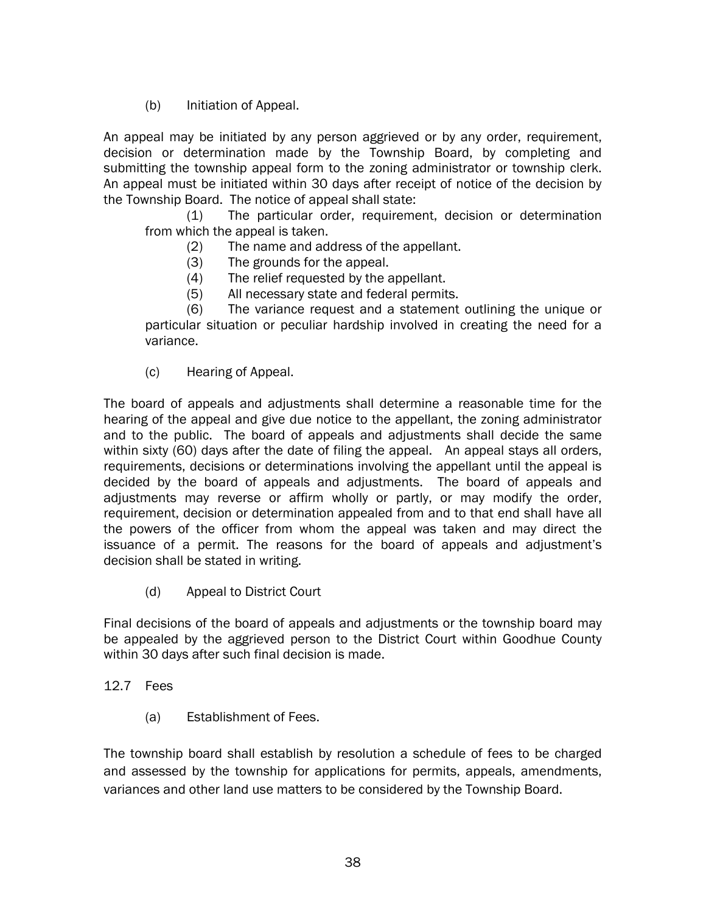(b) Initiation of Appeal.

An appeal may be initiated by any person aggrieved or by any order, requirement, decision or determination made by the Township Board, by completing and submitting the township appeal form to the zoning administrator or township clerk. An appeal must be initiated within 30 days after receipt of notice of the decision by the Township Board. The notice of appeal shall state:

(1) The particular order, requirement, decision or determination from which the appeal is taken.

(2) The name and address of the appellant.

(3) The grounds for the appeal.

(4) The relief requested by the appellant.

(5) All necessary state and federal permits.

(6) The variance request and a statement outlining the unique or particular situation or peculiar hardship involved in creating the need for a variance.

(c) Hearing of Appeal.

The board of appeals and adjustments shall determine a reasonable time for the hearing of the appeal and give due notice to the appellant, the zoning administrator and to the public. The board of appeals and adjustments shall decide the same within sixty (60) days after the date of filing the appeal. An appeal stays all orders, requirements, decisions or determinations involving the appellant until the appeal is decided by the board of appeals and adjustments. The board of appeals and adjustments may reverse or affirm wholly or partly, or may modify the order, requirement, decision or determination appealed from and to that end shall have all the powers of the officer from whom the appeal was taken and may direct the issuance of a permit. The reasons for the board of appeals and adjustment's decision shall be stated in writing.

(d) Appeal to District Court

Final decisions of the board of appeals and adjustments or the township board may be appealed by the aggrieved person to the District Court within Goodhue County within 30 days after such final decision is made.

12.7 Fees

(a) Establishment of Fees.

The township board shall establish by resolution a schedule of fees to be charged and assessed by the township for applications for permits, appeals, amendments, variances and other land use matters to be considered by the Township Board.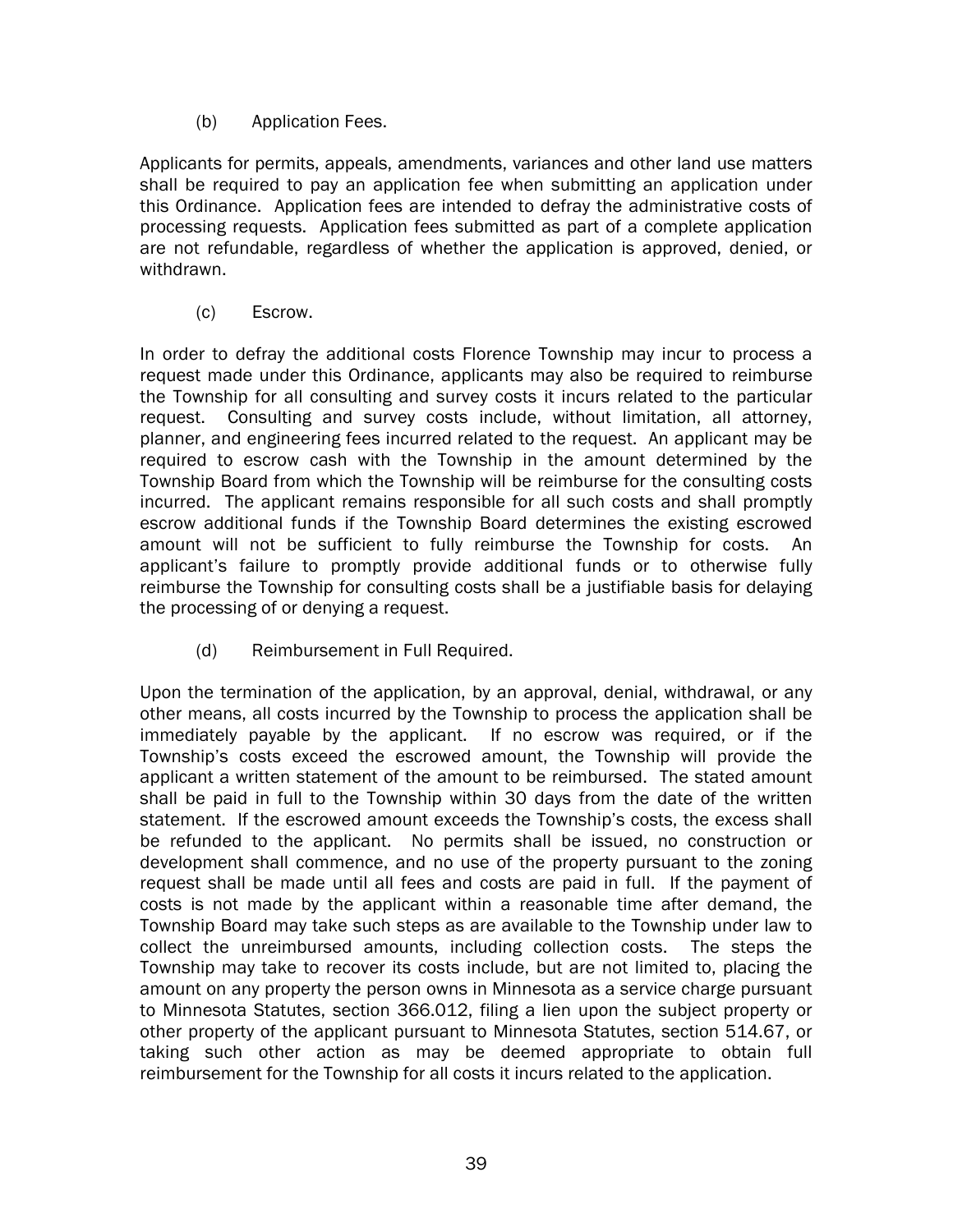(b) Application Fees.

Applicants for permits, appeals, amendments, variances and other land use matters shall be required to pay an application fee when submitting an application under this Ordinance. Application fees are intended to defray the administrative costs of processing requests. Application fees submitted as part of a complete application are not refundable, regardless of whether the application is approved, denied, or withdrawn.

(c) Escrow.

In order to defray the additional costs Florence Township may incur to process a request made under this Ordinance, applicants may also be required to reimburse the Township for all consulting and survey costs it incurs related to the particular request. Consulting and survey costs include, without limitation, all attorney, planner, and engineering fees incurred related to the request. An applicant may be required to escrow cash with the Township in the amount determined by the Township Board from which the Township will be reimburse for the consulting costs incurred. The applicant remains responsible for all such costs and shall promptly escrow additional funds if the Township Board determines the existing escrowed amount will not be sufficient to fully reimburse the Township for costs. An applicant's failure to promptly provide additional funds or to otherwise fully reimburse the Township for consulting costs shall be a justifiable basis for delaying the processing of or denying a request.

(d) Reimbursement in Full Required.

Upon the termination of the application, by an approval, denial, withdrawal, or any other means, all costs incurred by the Township to process the application shall be immediately payable by the applicant. If no escrow was required, or if the Township's costs exceed the escrowed amount, the Township will provide the applicant a written statement of the amount to be reimbursed. The stated amount shall be paid in full to the Township within 30 days from the date of the written statement. If the escrowed amount exceeds the Township's costs, the excess shall be refunded to the applicant. No permits shall be issued, no construction or development shall commence, and no use of the property pursuant to the zoning request shall be made until all fees and costs are paid in full. If the payment of costs is not made by the applicant within a reasonable time after demand, the Township Board may take such steps as are available to the Township under law to collect the unreimbursed amounts, including collection costs. The steps the Township may take to recover its costs include, but are not limited to, placing the amount on any property the person owns in Minnesota as a service charge pursuant to Minnesota Statutes, section 366.012, filing a lien upon the subject property or other property of the applicant pursuant to Minnesota Statutes, section 514.67, or taking such other action as may be deemed appropriate to obtain full reimbursement for the Township for all costs it incurs related to the application.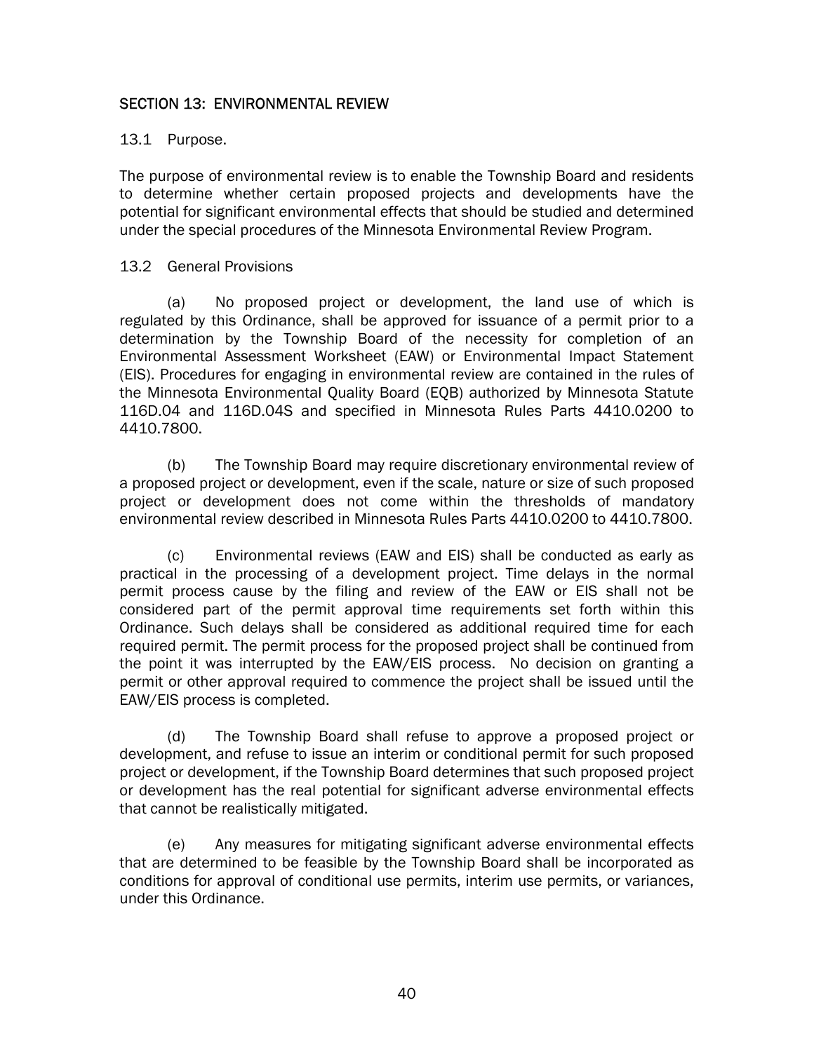## SECTION 13: ENVIRONMENTAL REVIEW

### 13.1 Purpose.

The purpose of environmental review is to enable the Township Board and residents to determine whether certain proposed projects and developments have the potential for significant environmental effects that should be studied and determined under the special procedures of the Minnesota Environmental Review Program.

### 13.2 General Provisions

(a) No proposed project or development, the land use of which is regulated by this Ordinance, shall be approved for issuance of a permit prior to a determination by the Township Board of the necessity for completion of an Environmental Assessment Worksheet (EAW) or Environmental Impact Statement (EIS). Procedures for engaging in environmental review are contained in the rules of the Minnesota Environmental Quality Board (EQB) authorized by Minnesota Statute 116D.04 and 116D.04S and specified in Minnesota Rules Parts 4410.0200 to 4410.7800.

(b) The Township Board may require discretionary environmental review of a proposed project or development, even if the scale, nature or size of such proposed project or development does not come within the thresholds of mandatory environmental review described in Minnesota Rules Parts 4410.0200 to 4410.7800.

(c) Environmental reviews (EAW and EIS) shall be conducted as early as practical in the processing of a development project. Time delays in the normal permit process cause by the filing and review of the EAW or EIS shall not be considered part of the permit approval time requirements set forth within this Ordinance. Such delays shall be considered as additional required time for each required permit. The permit process for the proposed project shall be continued from the point it was interrupted by the EAW/EIS process. No decision on granting a permit or other approval required to commence the project shall be issued until the EAW/EIS process is completed.

(d) The Township Board shall refuse to approve a proposed project or development, and refuse to issue an interim or conditional permit for such proposed project or development, if the Township Board determines that such proposed project or development has the real potential for significant adverse environmental effects that cannot be realistically mitigated.

(e) Any measures for mitigating significant adverse environmental effects that are determined to be feasible by the Township Board shall be incorporated as conditions for approval of conditional use permits, interim use permits, or variances, under this Ordinance.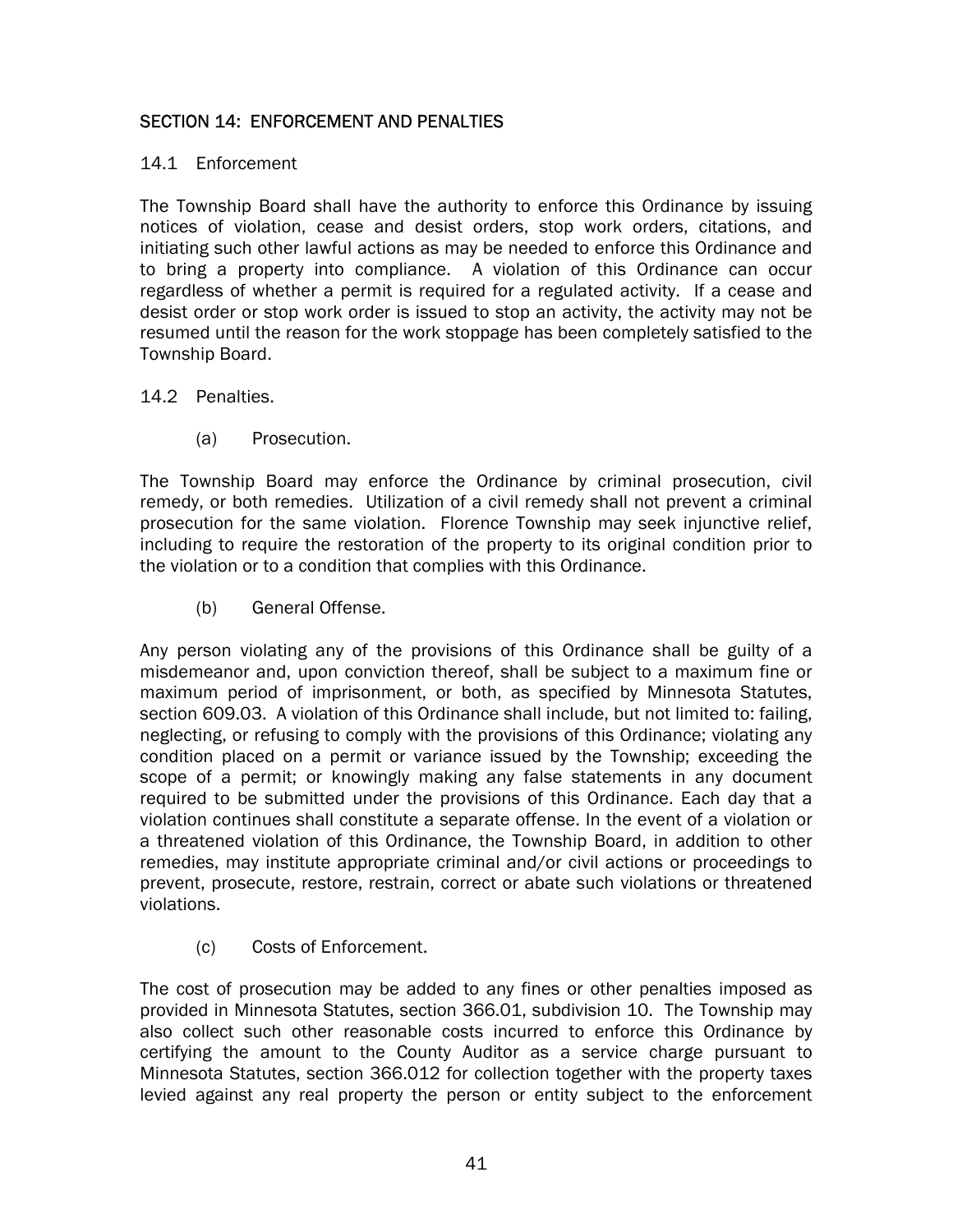## SECTION 14: ENFORCEMENT AND PENALTIES

### 14.1 Enforcement

The Township Board shall have the authority to enforce this Ordinance by issuing notices of violation, cease and desist orders, stop work orders, citations, and initiating such other lawful actions as may be needed to enforce this Ordinance and to bring a property into compliance. A violation of this Ordinance can occur regardless of whether a permit is required for a regulated activity. If a cease and desist order or stop work order is issued to stop an activity, the activity may not be resumed until the reason for the work stoppage has been completely satisfied to the Township Board.

### 14.2 Penalties.

(a) Prosecution.

The Township Board may enforce the Ordinance by criminal prosecution, civil remedy, or both remedies. Utilization of a civil remedy shall not prevent a criminal prosecution for the same violation. Florence Township may seek injunctive relief, including to require the restoration of the property to its original condition prior to the violation or to a condition that complies with this Ordinance.

(b) General Offense.

Any person violating any of the provisions of this Ordinance shall be guilty of a misdemeanor and, upon conviction thereof, shall be subject to a maximum fine or maximum period of imprisonment, or both, as specified by Minnesota Statutes, section 609.03. A violation of this Ordinance shall include, but not limited to: failing, neglecting, or refusing to comply with the provisions of this Ordinance; violating any condition placed on a permit or variance issued by the Township; exceeding the scope of a permit; or knowingly making any false statements in any document required to be submitted under the provisions of this Ordinance. Each day that a violation continues shall constitute a separate offense. In the event of a violation or a threatened violation of this Ordinance, the Township Board, in addition to other remedies, may institute appropriate criminal and/or civil actions or proceedings to prevent, prosecute, restore, restrain, correct or abate such violations or threatened violations.

(c) Costs of Enforcement.

The cost of prosecution may be added to any fines or other penalties imposed as provided in Minnesota Statutes, section 366.01, subdivision 10. The Township may also collect such other reasonable costs incurred to enforce this Ordinance by certifying the amount to the County Auditor as a service charge pursuant to Minnesota Statutes, section 366.012 for collection together with the property taxes levied against any real property the person or entity subject to the enforcement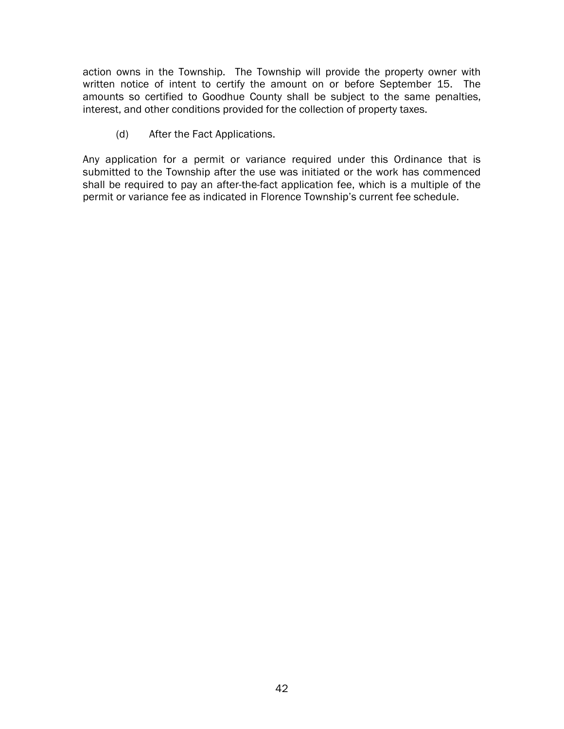action owns in the Township. The Township will provide the property owner with written notice of intent to certify the amount on or before September 15. The amounts so certified to Goodhue County shall be subject to the same penalties, interest, and other conditions provided for the collection of property taxes.

(d) After the Fact Applications.

Any application for a permit or variance required under this Ordinance that is submitted to the Township after the use was initiated or the work has commenced shall be required to pay an after-the-fact application fee, which is a multiple of the permit or variance fee as indicated in Florence Township's current fee schedule.